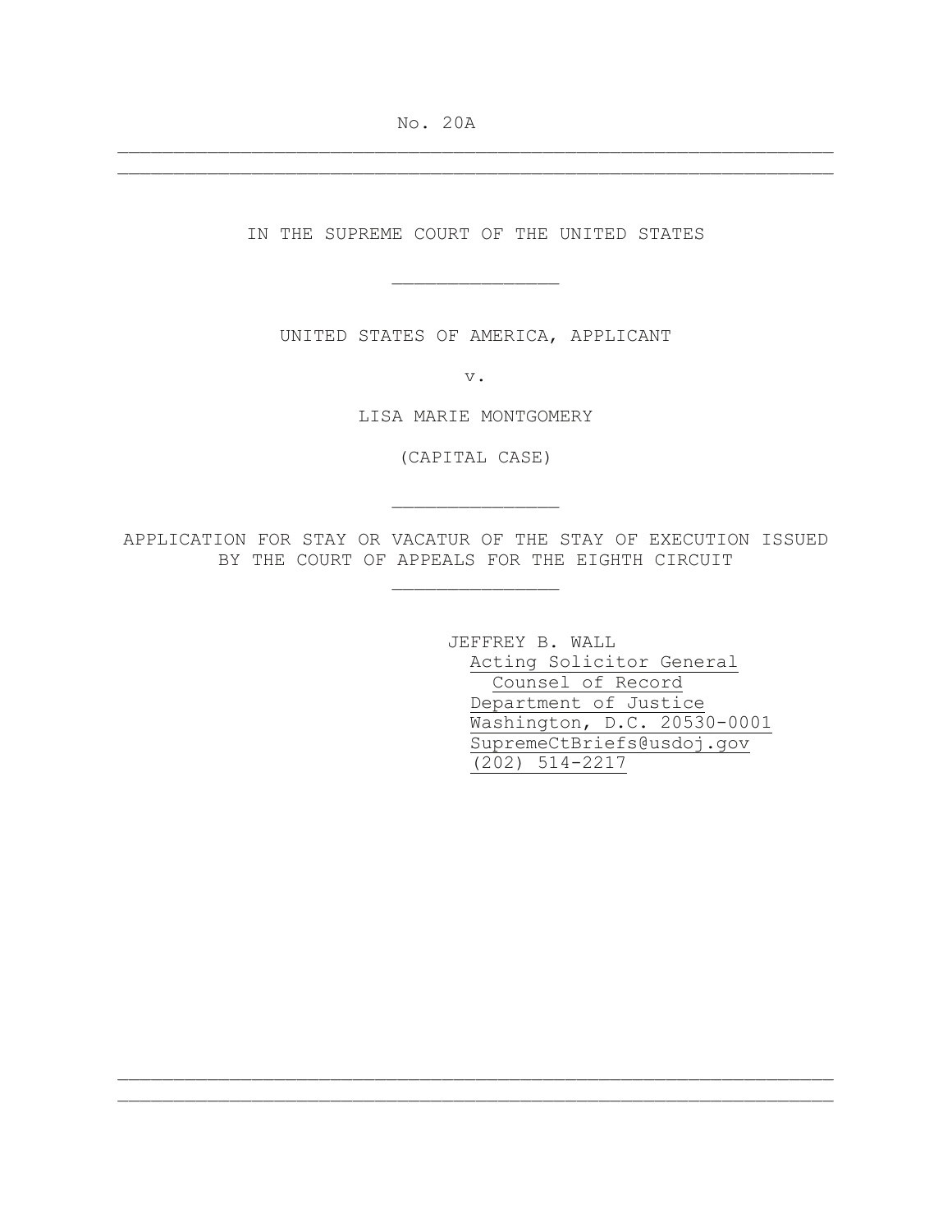No. 20A

---

IN THE SUPREME COURT OF THE UNITED STATES

---

UNITED STATES OF AMERICA, APPLICANT

v.

LISA MARIE MONTGOMERY

(CAPITAL CASE)

---

APPLICATION FOR STAY OR VACATUR OF THE STAY OF EXECUTION ISSUED BY THE COURT OF APPEALS FOR THE EIGHTH CIRCUIT

---

JEFFREY B. WALL
Acting Solicitor General
Counsel of Record
Department of Justice
Washington, D.C. 20530-0001
SupremeCtBriefs@usdoj.gov
(202) 514-2217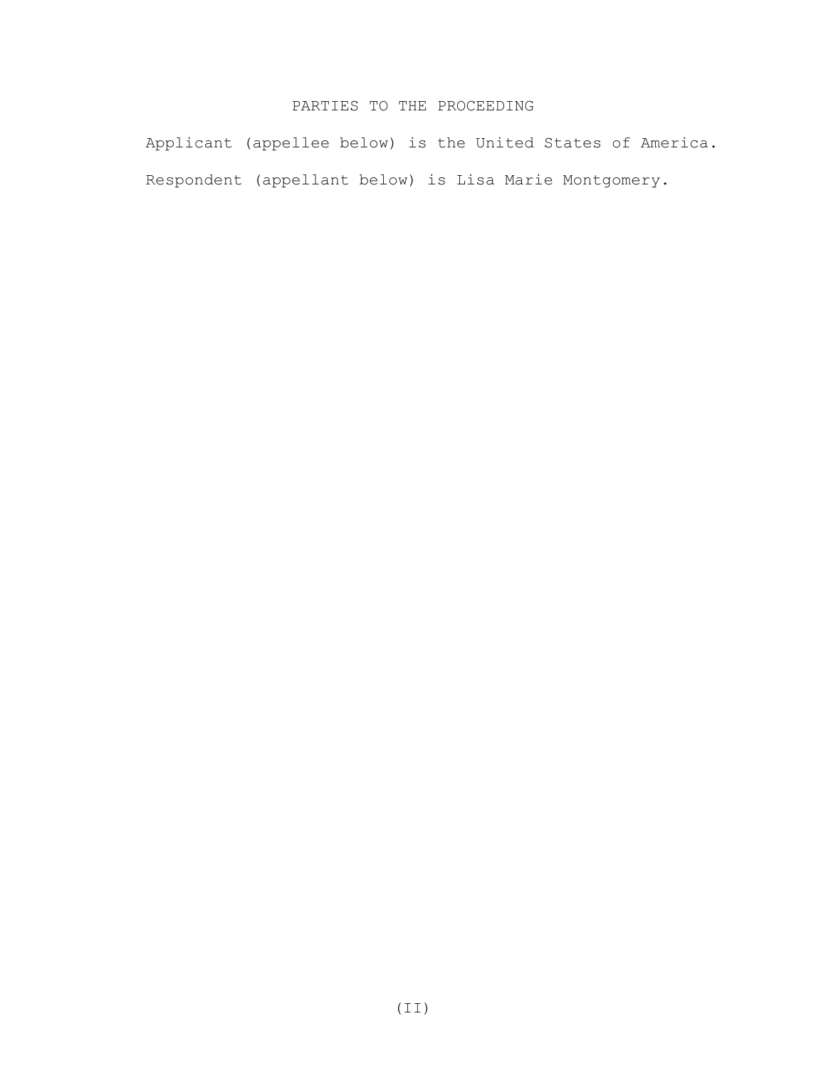# PARTIES TO THE PROCEEDING

Applicant (appellee below) is the United States of America.

Respondent (appellant below) is Lisa Marie Montgomery.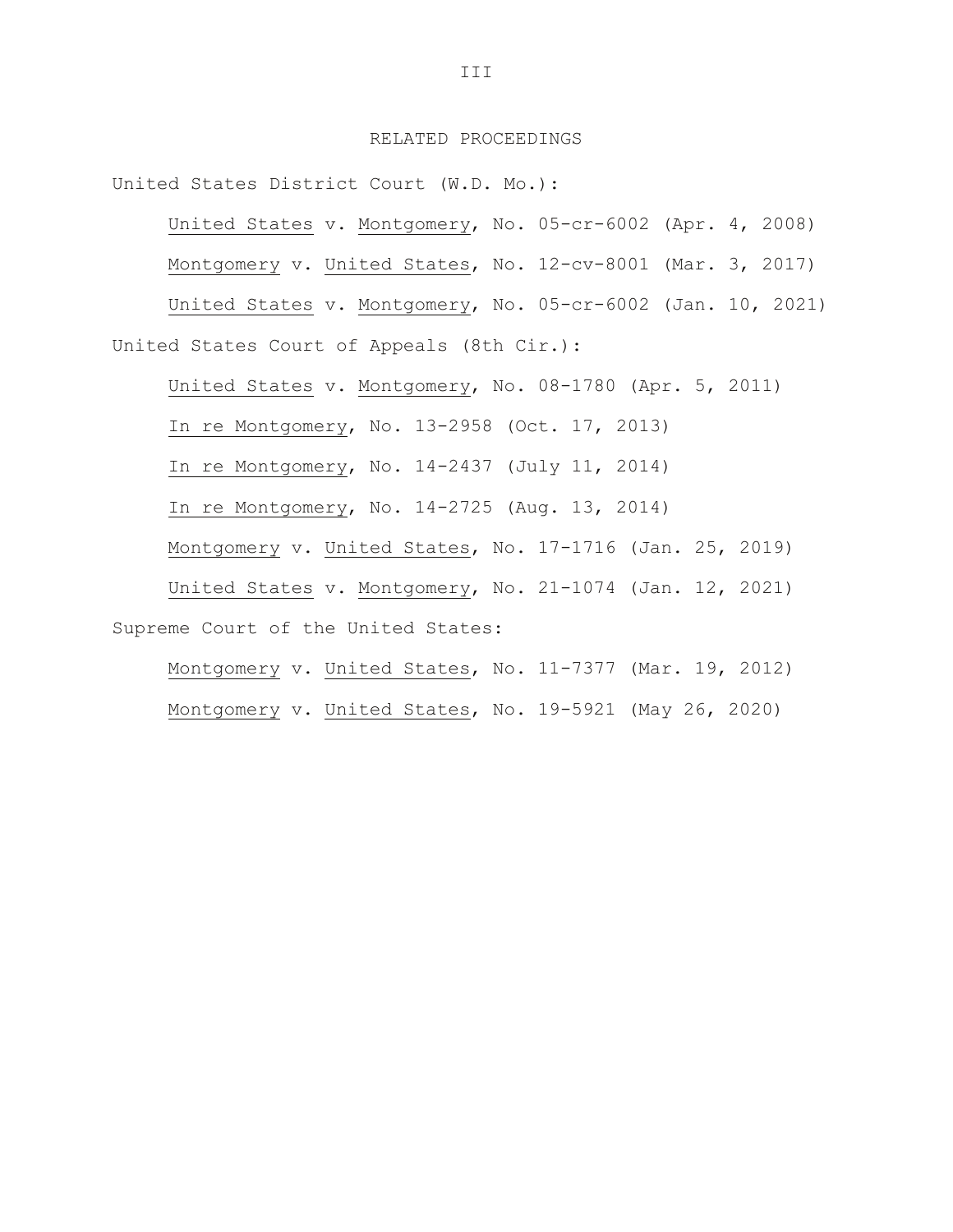## RELATED PROCEEDINGS

United States District Court (W.D. Mo.):

- United States v. Montgomery, No. 05-cr-6002 (Apr. 4, 2008)
- Montgomery v. United States, No. 12-cv-8001 (Mar. 3, 2017)
- United States v. Montgomery, No. 05-cr-6002 (Jan. 10, 2021)

United States Court of Appeals (8th Cir.):

- United States v. Montgomery, No. 08-1780 (Apr. 5, 2011)
- In re Montgomery, No. 13-2958 (Oct. 17, 2013)
- In re Montgomery, No. 14-2437 (July 11, 2014)
- In re Montgomery, No. 14-2725 (Aug. 13, 2014)
- Montgomery v. United States, No. 17-1716 (Jan. 25, 2019)
- United States v. Montgomery, No. 21-1074 (Jan. 12, 2021)

Supreme Court of the United States:

- Montgomery v. United States, No. 11-7377 (Mar. 19, 2012)
- Montgomery v. United States, No. 19-5921 (May 26, 2020)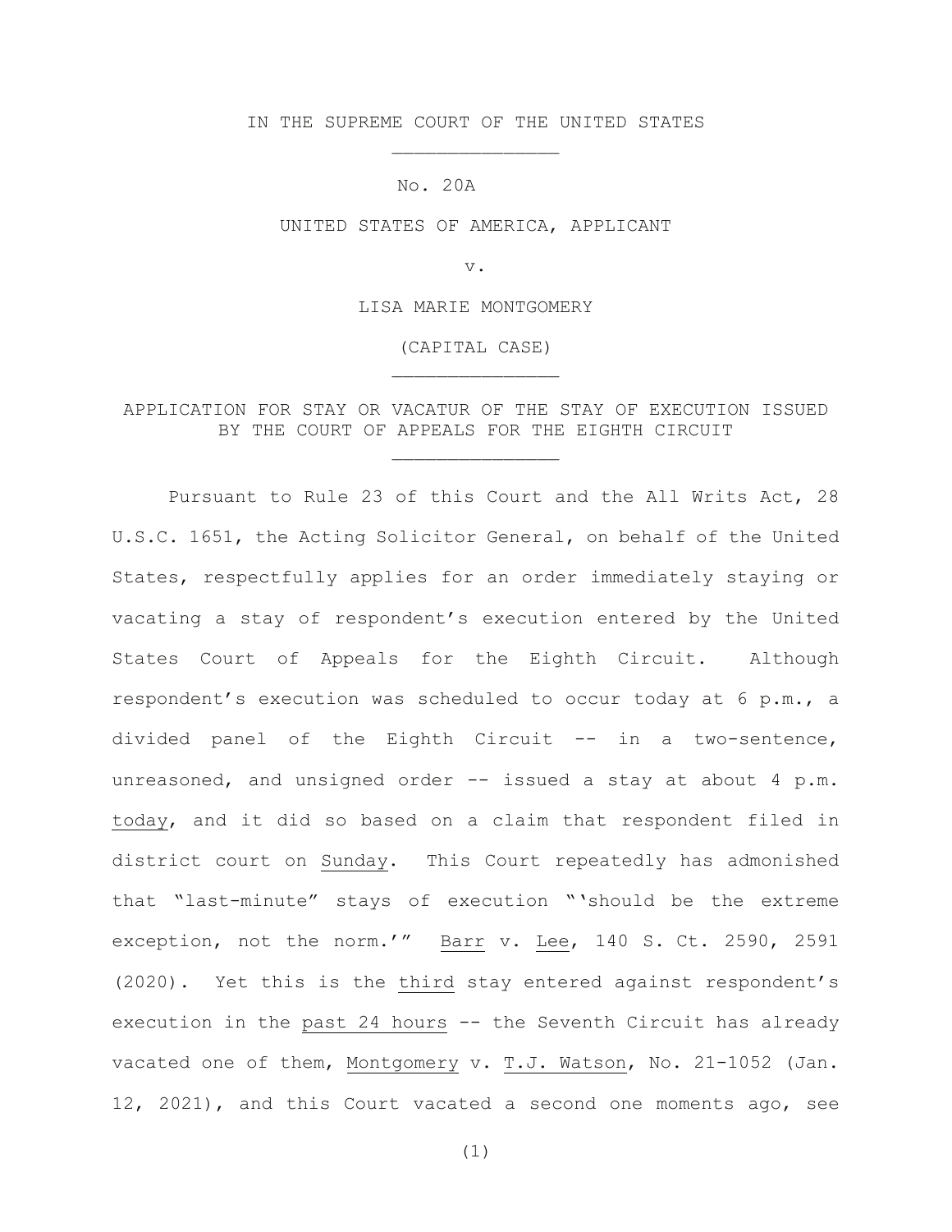IN THE SUPREME COURT OF THE UNITED STATES

No. 20A

UNITED STATES OF AMERICA, APPLICANT

v.

LISA MARIE MONTGOMERY

(CAPITAL CASE)

APPLICATION FOR STAY OR VACATUR OF THE STAY OF EXECUTION ISSUED BY THE COURT OF APPEALS FOR THE EIGHTH CIRCUIT

Pursuant to Rule 23 of this Court and the All Writs Act, 28 U.S.C. 1651, the Acting Solicitor General, on behalf of the United States, respectfully applies for an order immediately staying or vacating a stay of respondent's execution entered by the United States Court of Appeals for the Eighth Circuit. Although respondent's execution was scheduled to occur today at 6 p.m., a divided panel of the Eighth Circuit -- in a two-sentence, unreasoned, and unsigned order -- issued a stay at about 4 p.m. today, and it did so based on a claim that respondent filed in district court on Sunday. This Court repeatedly has admonished that "last-minute" stays of execution "'should be the extreme exception, not the norm.'" Barr v. Lee, 140 S. Ct. 2590, 2591 (2020). Yet this is the third stay entered against respondent's execution in the past 24 hours -- the Seventh Circuit has already vacated one of them, Montgomery v. T.J. Watson, No. 21-1052 (Jan. 12, 2021), and this Court vacated a second one moments ago, see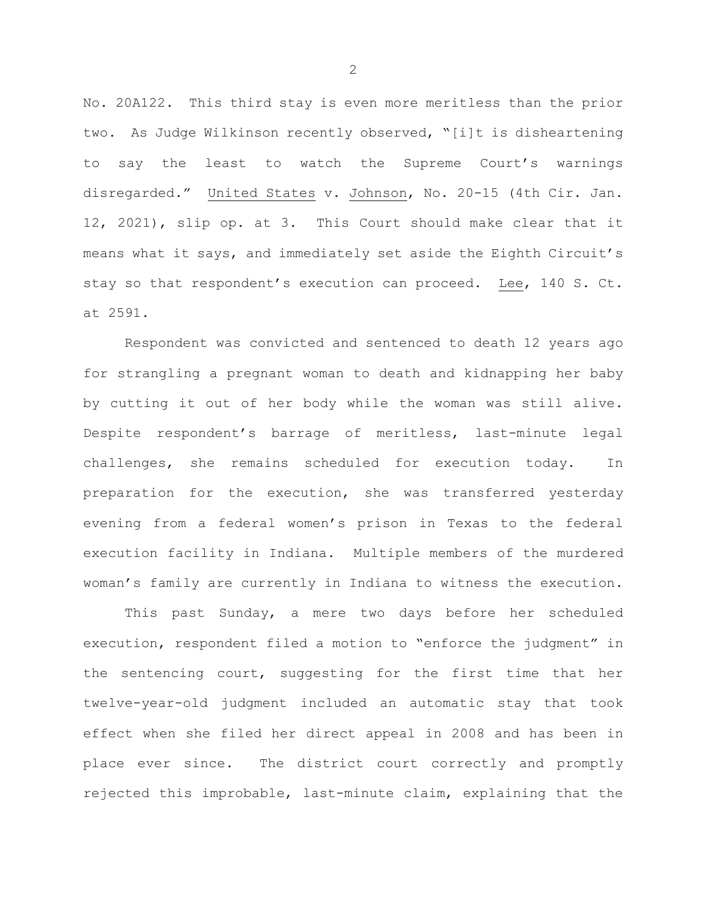No. 20A122. This third stay is even more meritless than the prior two. As Judge Wilkinson recently observed, "[i]t is disheartening to say the least to watch the Supreme Court's warnings disregarded." United States v. Johnson, No. 20-15 (4th Cir. Jan. 12, 2021), slip op. at 3. This Court should make clear that it means what it says, and immediately set aside the Eighth Circuit's stay so that respondent's execution can proceed. Lee, 140 S. Ct. at 2591.

Respondent was convicted and sentenced to death 12 years ago for strangling a pregnant woman to death and kidnapping her baby by cutting it out of her body while the woman was still alive. Despite respondent's barrage of meritless, last-minute legal challenges, she remains scheduled for execution today. In preparation for the execution, she was transferred yesterday evening from a federal women's prison in Texas to the federal execution facility in Indiana. Multiple members of the murdered woman's family are currently in Indiana to witness the execution.

This past Sunday, a mere two days before her scheduled execution, respondent filed a motion to "enforce the judgment" in the sentencing court, suggesting for the first time that her twelve-year-old judgment included an automatic stay that took effect when she filed her direct appeal in 2008 and has been in place ever since. The district court correctly and promptly rejected this improbable, last-minute claim, explaining that the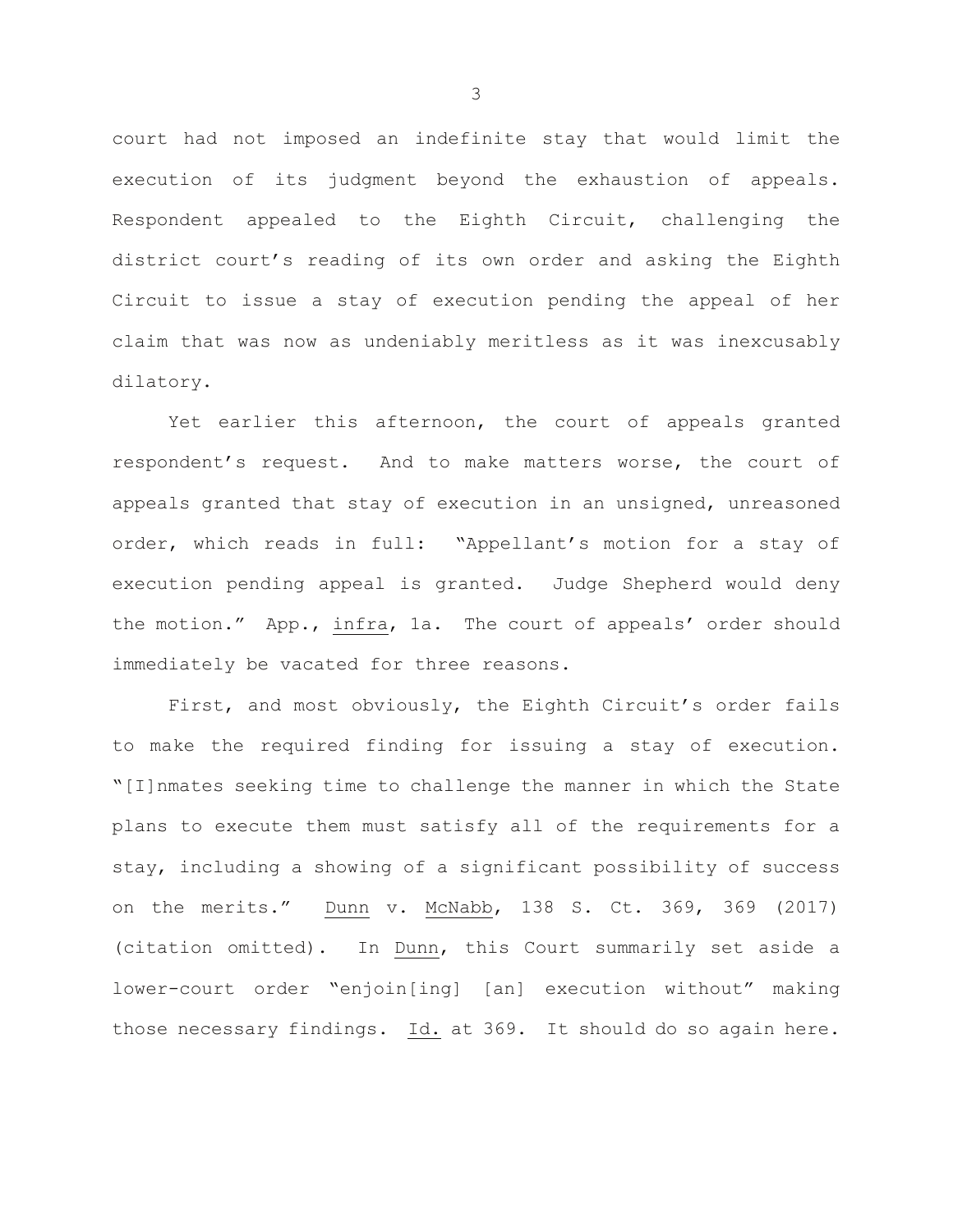court had not imposed an indefinite stay that would limit the execution of its judgment beyond the exhaustion of appeals. Respondent appealed to the Eighth Circuit, challenging the district court's reading of its own order and asking the Eighth Circuit to issue a stay of execution pending the appeal of her claim that was now as undeniably meritless as it was inexcusably dilatory.

Yet earlier this afternoon, the court of appeals granted respondent's request. And to make matters worse, the court of appeals granted that stay of execution in an unsigned, unreasoned order, which reads in full: "Appellant's motion for a stay of execution pending appeal is granted. Judge Shepherd would deny the motion." App., infra, 1a. The court of appeals' order should immediately be vacated for three reasons.

First, and most obviously, the Eighth Circuit's order fails to make the required finding for issuing a stay of execution. "[I]nmates seeking time to challenge the manner in which the State plans to execute them must satisfy all of the requirements for a stay, including a showing of a significant possibility of success on the merits." Dunn v. McNabb, 138 S. Ct. 369, 369 (2017) (citation omitted). In Dunn, this Court summarily set aside a lower-court order "enjoin[ing] [an] execution without" making those necessary findings. Id. at 369. It should do so again here.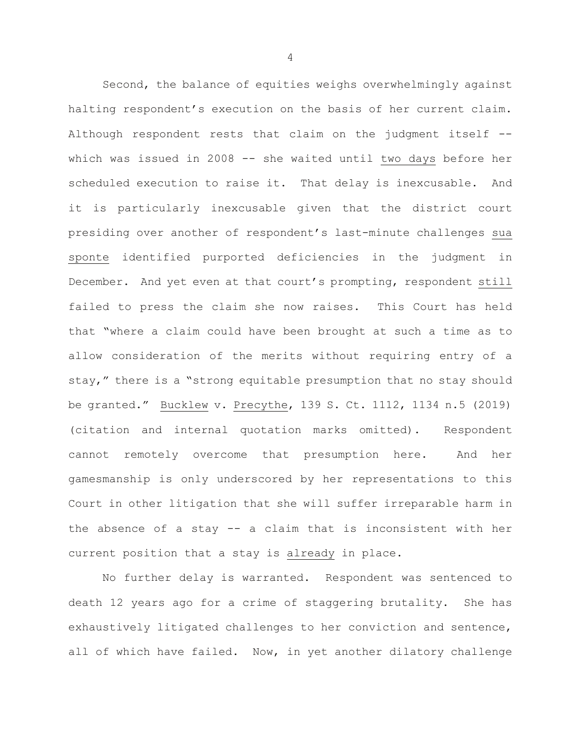Second, the balance of equities weighs overwhelmingly against halting respondent's execution on the basis of her current claim. Although respondent rests that claim on the judgment itself -- which was issued in 2008 -- she waited until <u>two days</u> before her scheduled execution to raise it. That delay is inexcusable. And it is particularly inexcusable given that the district court presiding over another of respondent's last-minute challenges <u>sua sponte</u> identified purported deficiencies in the judgment in December. And yet even at that court's prompting, respondent <u>still</u> failed to press the claim she now raises. This Court has held that "where a claim could have been brought at such a time as to allow consideration of the merits without requiring entry of a stay," there is a "strong equitable presumption that no stay should be granted." <u>Bucklew</u> v. <u>Precythe</u>, 139 S. Ct. 1112, 1134 n.5 (2019) (citation and internal quotation marks omitted). Respondent cannot remotely overcome that presumption here. And her gamesmanship is only underscored by her representations to this Court in other litigation that she will suffer irreparable harm in the absence of a stay -- a claim that is inconsistent with her current position that a stay is <u>already</u> in place.

No further delay is warranted. Respondent was sentenced to death 12 years ago for a crime of staggering brutality. She has exhaustively litigated challenges to her conviction and sentence, all of which have failed. Now, in yet another dilatory challenge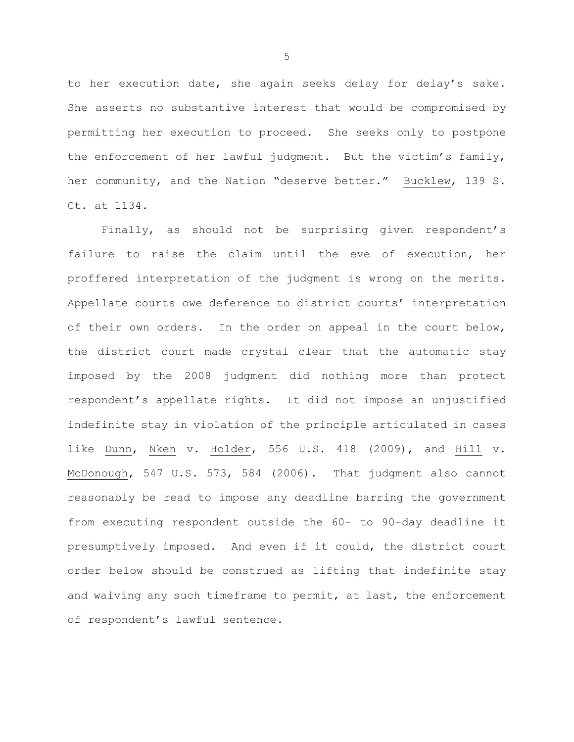to her execution date, she again seeks delay for delay's sake. She asserts no substantive interest that would be compromised by permitting her execution to proceed. She seeks only to postpone the enforcement of her lawful judgment. But the victim's family, her community, and the Nation "deserve better." Bucklew, 139 S. Ct. at 1134.

Finally, as should not be surprising given respondent's failure to raise the claim until the eve of execution, her proffered interpretation of the judgment is wrong on the merits. Appellate courts owe deference to district courts' interpretation of their own orders. In the order on appeal in the court below, the district court made crystal clear that the automatic stay imposed by the 2008 judgment did nothing more than protect respondent's appellate rights. It did not impose an unjustified indefinite stay in violation of the principle articulated in cases like Dunn, Nken v. Holder, 556 U.S. 418 (2009), and Hill v. McDonough, 547 U.S. 573, 584 (2006). That judgment also cannot reasonably be read to impose any deadline barring the government from executing respondent outside the 60- to 90-day deadline it presumptively imposed. And even if it could, the district court order below should be construed as lifting that indefinite stay and waiving any such timeframe to permit, at last, the enforcement of respondent's lawful sentence.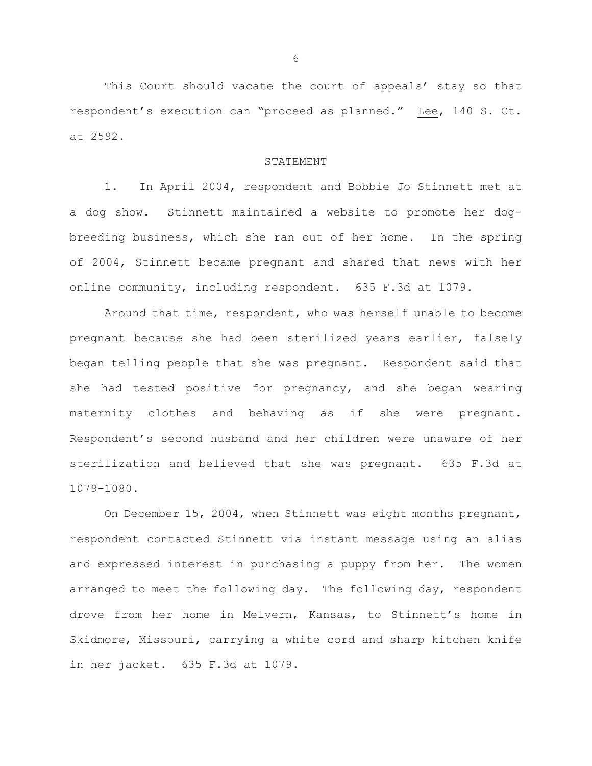This Court should vacate the court of appeals' stay so that respondent's execution can "proceed as planned." Lee, 140 S. Ct. at 2592.

## STATEMENT

1. In April 2004, respondent and Bobbie Jo Stinnett met at a dog show. Stinnett maintained a website to promote her dog-breeding business, which she ran out of her home. In the spring of 2004, Stinnett became pregnant and shared that news with her online community, including respondent. 635 F.3d at 1079.

Around that time, respondent, who was herself unable to become pregnant because she had been sterilized years earlier, falsely began telling people that she was pregnant. Respondent said that she had tested positive for pregnancy, and she began wearing maternity clothes and behaving as if she were pregnant. Respondent's second husband and her children were unaware of her sterilization and believed that she was pregnant. 635 F.3d at 1079-1080.

On December 15, 2004, when Stinnett was eight months pregnant, respondent contacted Stinnett via instant message using an alias and expressed interest in purchasing a puppy from her. The women arranged to meet the following day. The following day, respondent drove from her home in Melvern, Kansas, to Stinnett's home in Skidmore, Missouri, carrying a white cord and sharp kitchen knife in her jacket. 635 F.3d at 1079.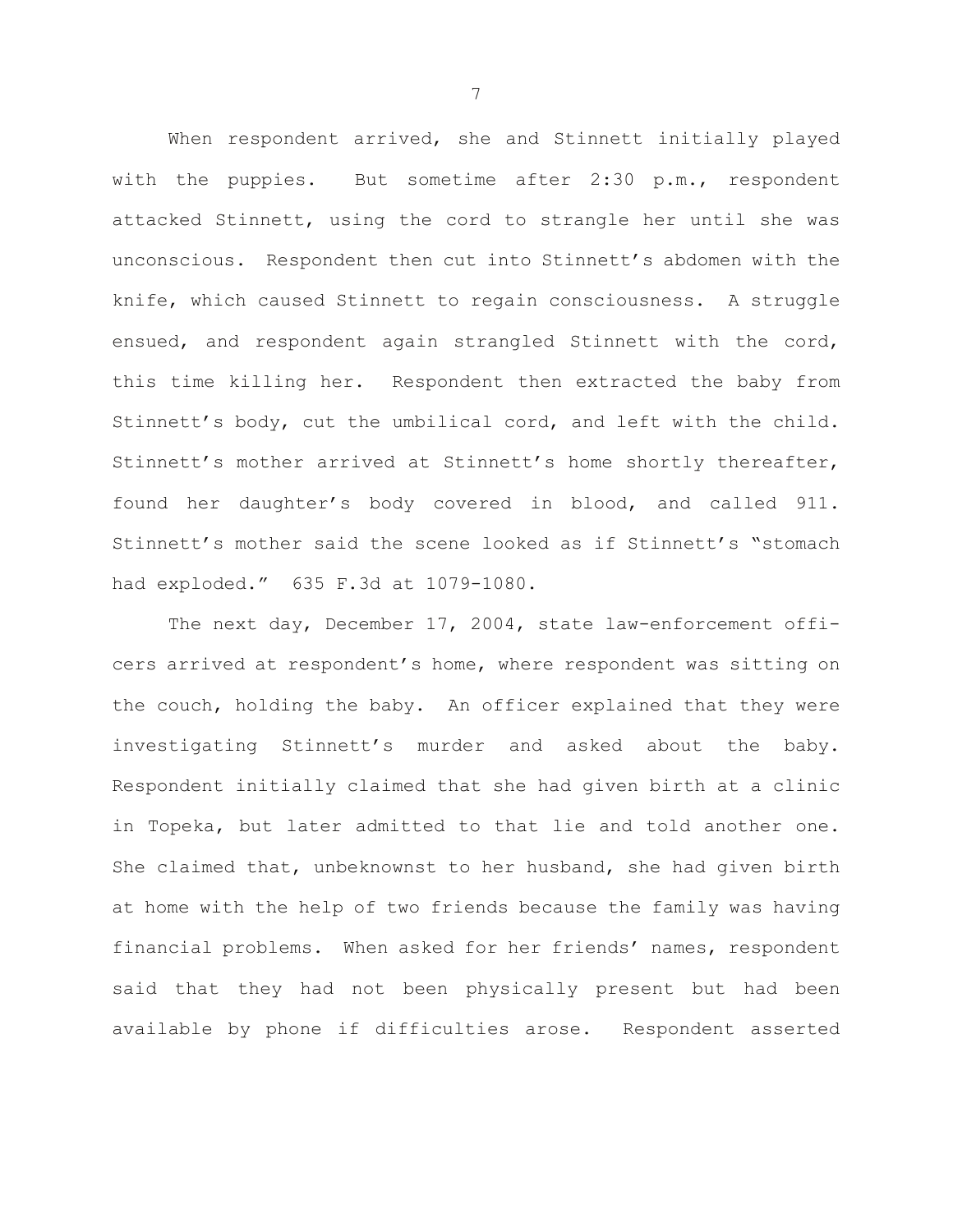When respondent arrived, she and Stinnett initially played with the puppies. But sometime after 2:30 p.m., respondent attacked Stinnett, using the cord to strangle her until she was unconscious. Respondent then cut into Stinnett's abdomen with the knife, which caused Stinnett to regain consciousness. A struggle ensued, and respondent again strangled Stinnett with the cord, this time killing her. Respondent then extracted the baby from Stinnett's body, cut the umbilical cord, and left with the child. Stinnett's mother arrived at Stinnett's home shortly thereafter, found her daughter's body covered in blood, and called 911. Stinnett's mother said the scene looked as if Stinnett's "stomach had exploded." 635 F.3d at 1079-1080.

The next day, December 17, 2004, state law-enforcement officers arrived at respondent's home, where respondent was sitting on the couch, holding the baby. An officer explained that they were investigating Stinnett's murder and asked about the baby. Respondent initially claimed that she had given birth at a clinic in Topeka, but later admitted to that lie and told another one. She claimed that, unbeknownst to her husband, she had given birth at home with the help of two friends because the family was having financial problems. When asked for her friends' names, respondent said that they had not been physically present but had been available by phone if difficulties arose. Respondent asserted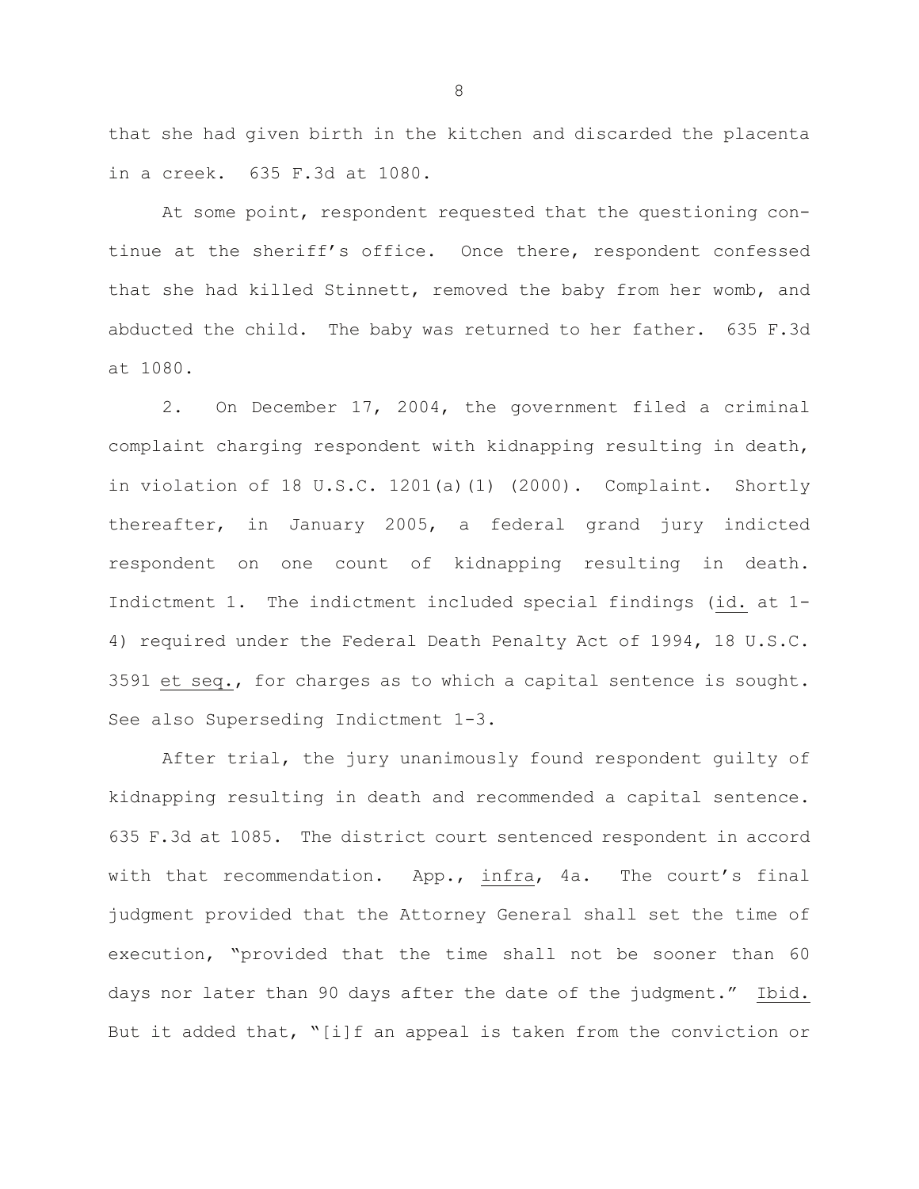that she had given birth in the kitchen and discarded the placenta in a creek. 635 F.3d at 1080.

At some point, respondent requested that the questioning continue at the sheriff's office. Once there, respondent confessed that she had killed Stinnett, removed the baby from her womb, and abducted the child. The baby was returned to her father. 635 F.3d at 1080.

2. On December 17, 2004, the government filed a criminal complaint charging respondent with kidnapping resulting in death, in violation of 18 U.S.C. 1201(a)(1) (2000). Complaint. Shortly thereafter, in January 2005, a federal grand jury indicted respondent on one count of kidnapping resulting in death. Indictment 1. The indictment included special findings (id. at 1-4) required under the Federal Death Penalty Act of 1994, 18 U.S.C. 3591 et seq., for charges as to which a capital sentence is sought. See also Superseding Indictment 1-3.

After trial, the jury unanimously found respondent guilty of kidnapping resulting in death and recommended a capital sentence. 635 F.3d at 1085. The district court sentenced respondent in accord with that recommendation. App., infra, 4a. The court's final judgment provided that the Attorney General shall set the time of execution, "provided that the time shall not be sooner than 60 days nor later than 90 days after the date of the judgment." Ibid. But it added that, "[i]f an appeal is taken from the conviction or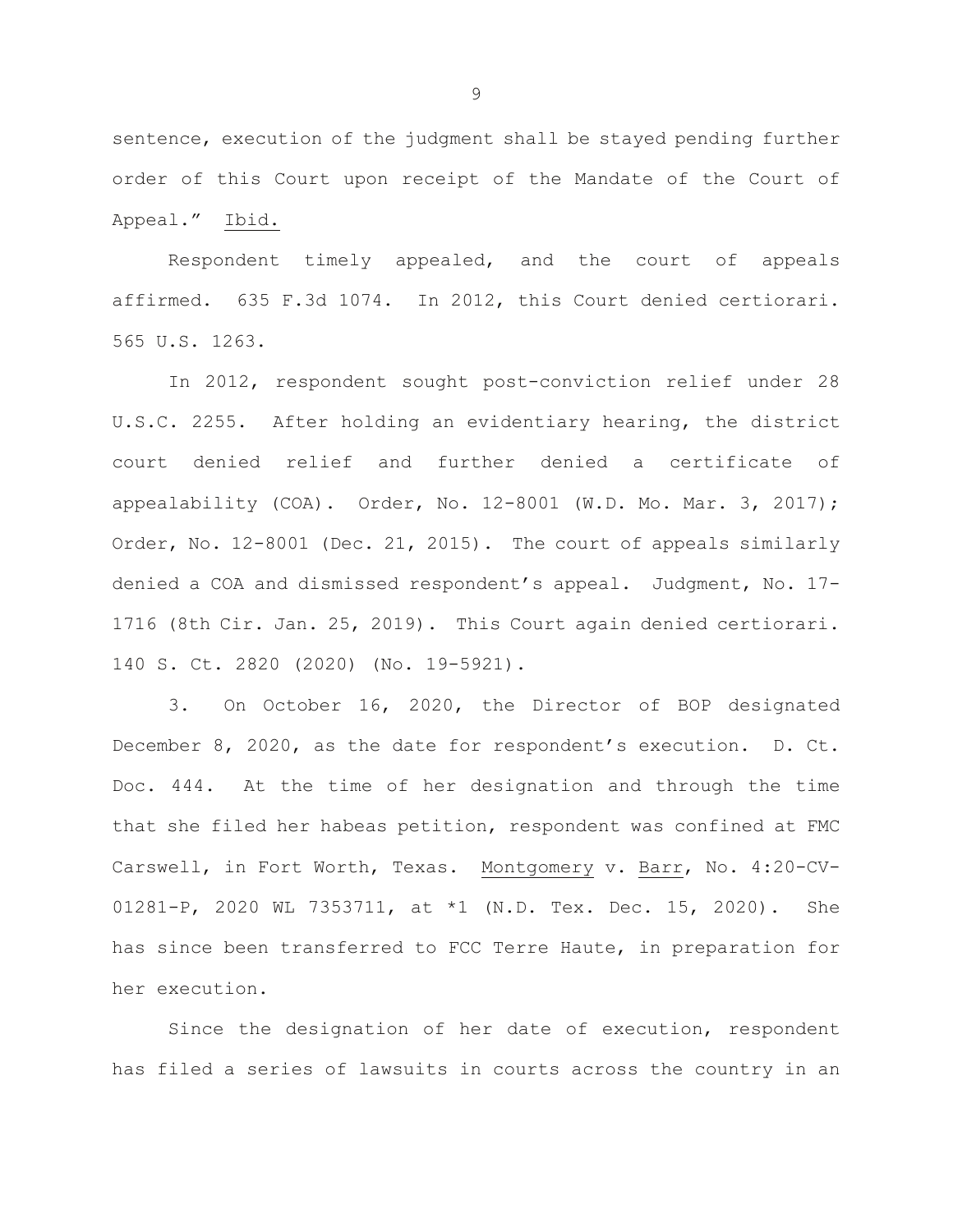sentence, execution of the judgment shall be stayed pending further order of this Court upon receipt of the Mandate of the Court of Appeal." Ibid.

Respondent timely appealed, and the court of appeals affirmed. 635 F.3d 1074. In 2012, this Court denied certiorari. 565 U.S. 1263.

In 2012, respondent sought post-conviction relief under 28 U.S.C. 2255. After holding an evidentiary hearing, the district court denied relief and further denied a certificate of appealability (COA). Order, No. 12-8001 (W.D. Mo. Mar. 3, 2017); Order, No. 12-8001 (Dec. 21, 2015). The court of appeals similarly denied a COA and dismissed respondent's appeal. Judgment, No. 17-1716 (8th Cir. Jan. 25, 2019). This Court again denied certiorari. 140 S. Ct. 2820 (2020) (No. 19-5921).

3. On October 16, 2020, the Director of BOP designated December 8, 2020, as the date for respondent's execution. D. Ct. Doc. 444. At the time of her designation and through the time that she filed her habeas petition, respondent was confined at FMC Carswell, in Fort Worth, Texas. Montgomery v. Barr, No. 4:20-CV-01281-P, 2020 WL 7353711, at *1 (N.D. Tex. Dec. 15, 2020). She has since been transferred to FCC Terre Haute, in preparation for her execution.

Since the designation of her date of execution, respondent has filed a series of lawsuits in courts across the country in an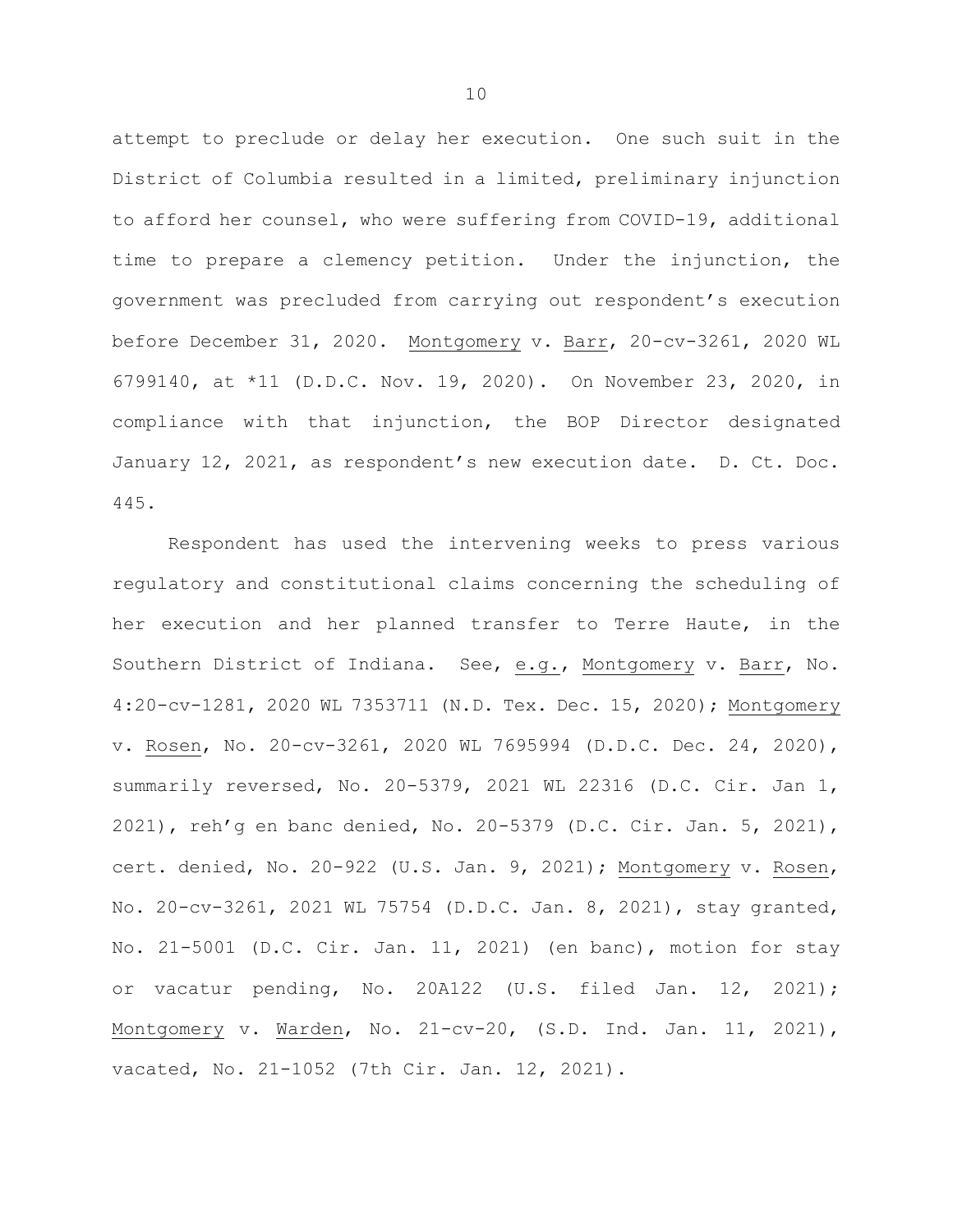attempt to preclude or delay her execution. One such suit in the District of Columbia resulted in a limited, preliminary injunction to afford her counsel, who were suffering from COVID-19, additional time to prepare a clemency petition. Under the injunction, the government was precluded from carrying out respondent's execution before December 31, 2020. Montgomery v. Barr, 20-cv-3261, 2020 WL 6799140, at *11 (D.D.C. Nov. 19, 2020). On November 23, 2020, in compliance with that injunction, the BOP Director designated January 12, 2021, as respondent's new execution date. D. Ct. Doc. 445.

Respondent has used the intervening weeks to press various regulatory and constitutional claims concerning the scheduling of her execution and her planned transfer to Terre Haute, in the Southern District of Indiana. See, e.g., Montgomery v. Barr, No. 4:20-cv-1281, 2020 WL 7353711 (N.D. Tex. Dec. 15, 2020); Montgomery v. Rosen, No. 20-cv-3261, 2020 WL 7695994 (D.D.C. Dec. 24, 2020), summarily reversed, No. 20-5379, 2021 WL 22316 (D.C. Cir. Jan 1, 2021), reh'g en banc denied, No. 20-5379 (D.C. Cir. Jan. 5, 2021), cert. denied, No. 20-922 (U.S. Jan. 9, 2021); Montgomery v. Rosen, No. 20-cv-3261, 2021 WL 75754 (D.D.C. Jan. 8, 2021), stay granted, No. 21-5001 (D.C. Cir. Jan. 11, 2021) (en banc), motion for stay or vacatur pending, No. 20A122 (U.S. filed Jan. 12, 2021); Montgomery v. Warden, No. 21-cv-20, (S.D. Ind. Jan. 11, 2021), vacated, No. 21-1052 (7th Cir. Jan. 12, 2021).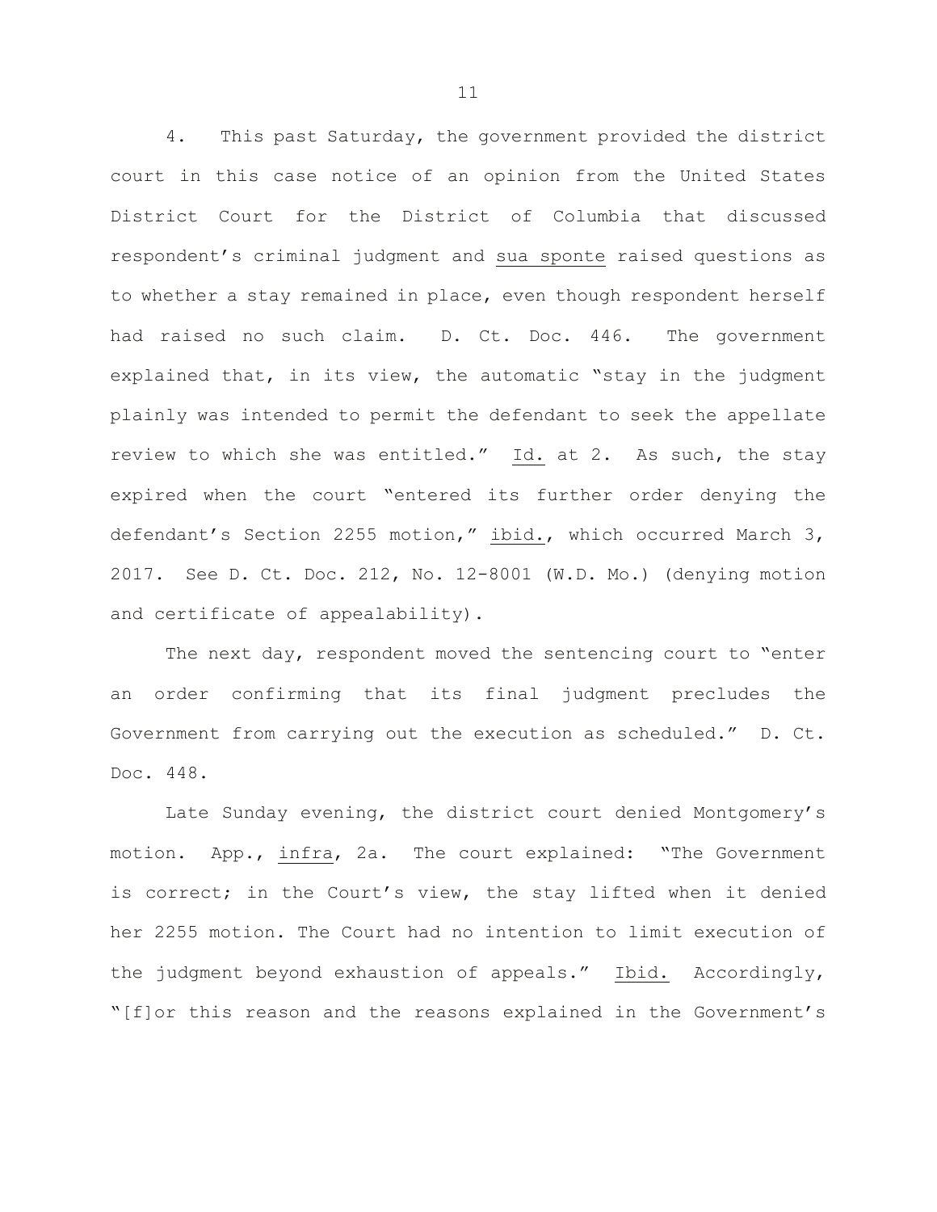4. This past Saturday, the government provided the district court in this case notice of an opinion from the United States District Court for the District of Columbia that discussed respondent's criminal judgment and sua sponte raised questions as to whether a stay remained in place, even though respondent herself had raised no such claim. D. Ct. Doc. 446. The government explained that, in its view, the automatic "stay in the judgment plainly was intended to permit the defendant to seek the appellate review to which she was entitled." Id. at 2. As such, the stay expired when the court "entered its further order denying the defendant's Section 2255 motion," ibid., which occurred March 3, 2017. See D. Ct. Doc. 212, No. 12-8001 (W.D. Mo.) (denying motion and certificate of appealability).

The next day, respondent moved the sentencing court to "enter an order confirming that its final judgment precludes the Government from carrying out the execution as scheduled." D. Ct. Doc. 448.

Late Sunday evening, the district court denied Montgomery's motion. App., infra, 2a. The court explained: "The Government is correct; in the Court's view, the stay lifted when it denied her 2255 motion. The Court had no intention to limit execution of the judgment beyond exhaustion of appeals." Ibid. Accordingly, "[f]or this reason and the reasons explained in the Government's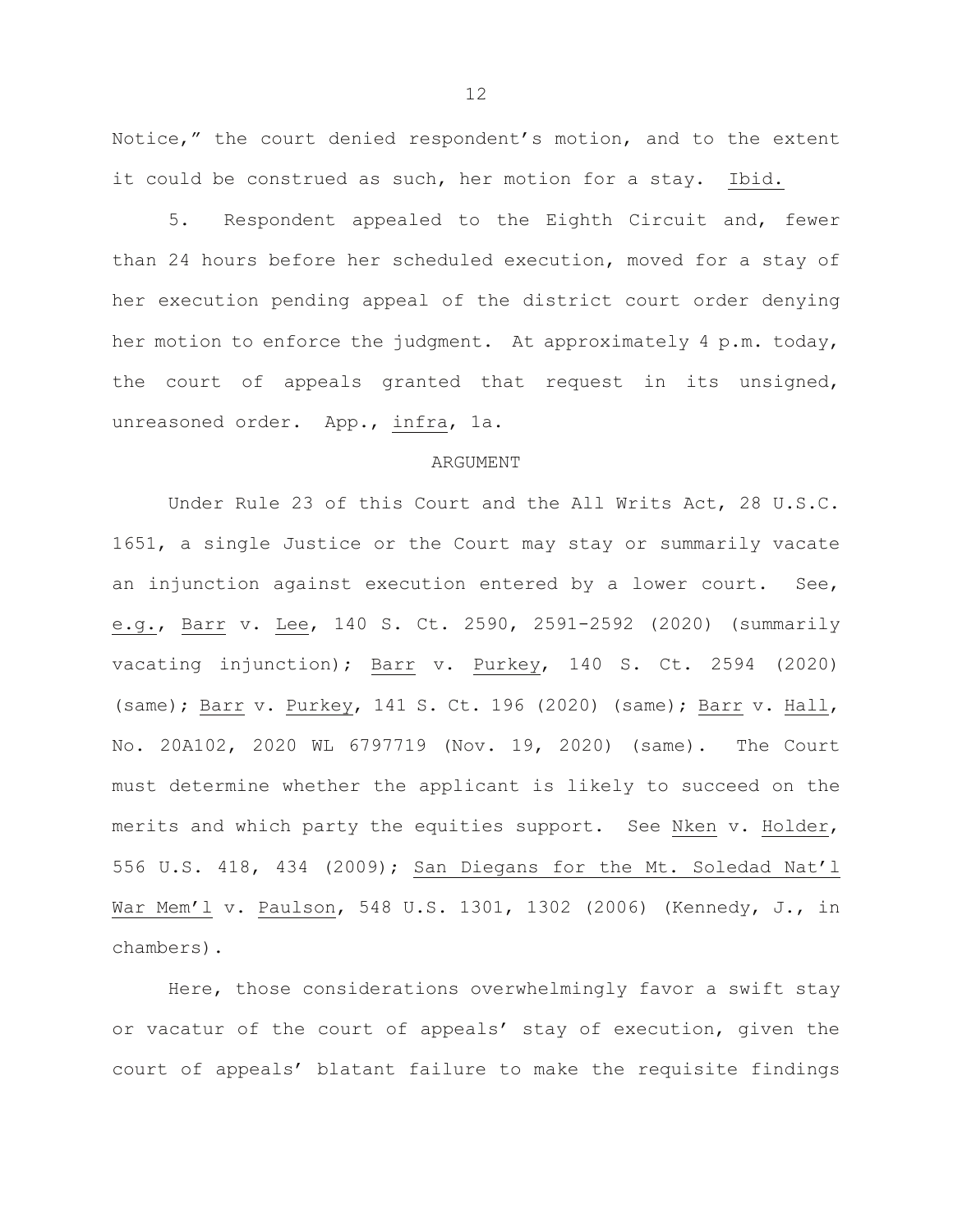Notice," the court denied respondent's motion, and to the extent it could be construed as such, her motion for a stay. Ibid.

5. Respondent appealed to the Eighth Circuit and, fewer than 24 hours before her scheduled execution, moved for a stay of her execution pending appeal of the district court order denying her motion to enforce the judgment. At approximately 4 p.m. today, the court of appeals granted that request in its unsigned, unreasoned order. App., infra, 1a.

## ARGUMENT

Under Rule 23 of this Court and the All Writs Act, 28 U.S.C. 1651, a single Justice or the Court may stay or summarily vacate an injunction against execution entered by a lower court. See, e.g., Barr v. Lee, 140 S. Ct. 2590, 2591-2592 (2020) (summarily vacating injunction); Barr v. Purkey, 140 S. Ct. 2594 (2020) (same); Barr v. Purkey, 141 S. Ct. 196 (2020) (same); Barr v. Hall, No. 20A102, 2020 WL 6797719 (Nov. 19, 2020) (same). The Court must determine whether the applicant is likely to succeed on the merits and which party the equities support. See Nken v. Holder, 556 U.S. 418, 434 (2009); San Diegans for the Mt. Soledad Nat'l War Mem'l v. Paulson, 548 U.S. 1301, 1302 (2006) (Kennedy, J., in chambers).

Here, those considerations overwhelmingly favor a swift stay or vacatur of the court of appeals' stay of execution, given the court of appeals' blatant failure to make the requisite findings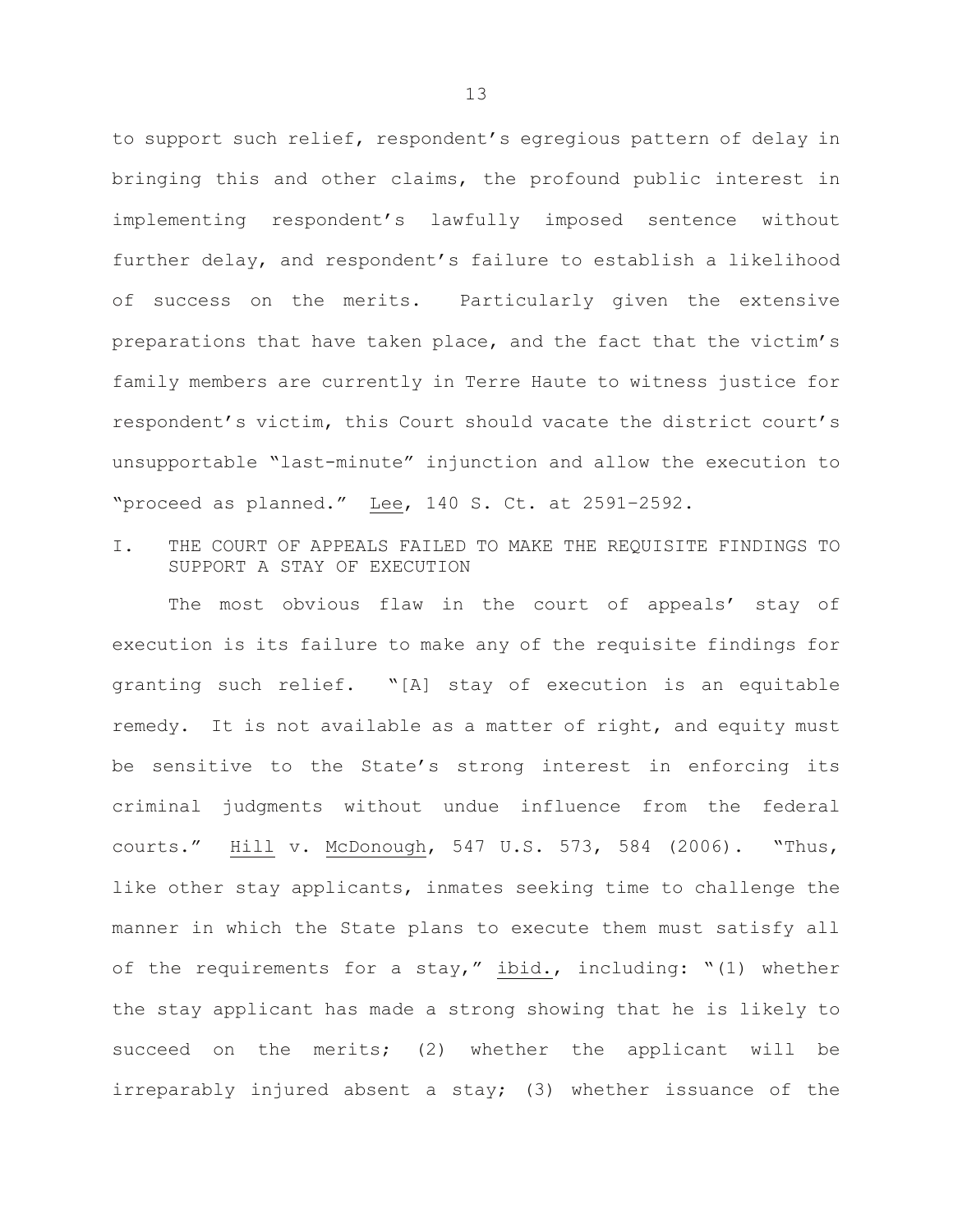to support such relief, respondent's egregious pattern of delay in bringing this and other claims, the profound public interest in implementing respondent's lawfully imposed sentence without further delay, and respondent's failure to establish a likelihood of success on the merits. Particularly given the extensive preparations that have taken place, and the fact that the victim's family members are currently in Terre Haute to witness justice for respondent's victim, this Court should vacate the district court's unsupportable "last-minute" injunction and allow the execution to "proceed as planned." Lee, 140 S. Ct. at 2591-2592.

## I. THE COURT OF APPEALS FAILED TO MAKE THE REQUISITE FINDINGS TO SUPPORT A STAY OF EXECUTION

The most obvious flaw in the court of appeals' stay of execution is its failure to make any of the requisite findings for granting such relief. "[A] stay of execution is an equitable remedy. It is not available as a matter of right, and equity must be sensitive to the State's strong interest in enforcing its criminal judgments without undue influence from the federal courts." Hill v. McDonough, 547 U.S. 573, 584 (2006). "Thus, like other stay applicants, inmates seeking time to challenge the manner in which the State plans to execute them must satisfy all of the requirements for a stay," ibid., including: "(1) whether the stay applicant has made a strong showing that he is likely to succeed on the merits; (2) whether the applicant will be irreparably injured absent a stay; (3) whether issuance of the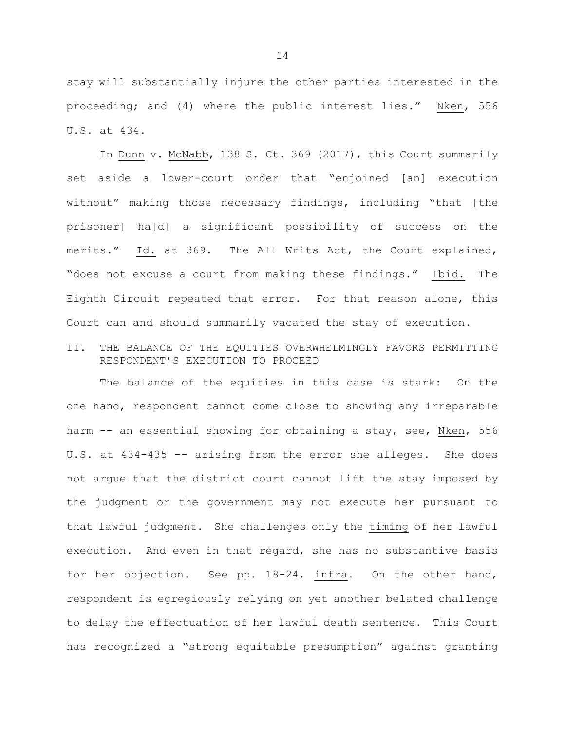stay will substantially injure the other parties interested in the proceeding; and (4) where the public interest lies." Nken, 556 U.S. at 434.

In Dunn v. McNabb, 138 S. Ct. 369 (2017), this Court summarily set aside a lower-court order that "enjoined [an] execution without" making those necessary findings, including "that [the prisoner] ha[d] a significant possibility of success on the merits." Id. at 369. The All Writs Act, the Court explained, "does not excuse a court from making these findings." Ibid. The Eighth Circuit repeated that error. For that reason alone, this Court can and should summarily vacated the stay of execution.

## II. THE BALANCE OF THE EQUITIES OVERWHELMINGLY FAVORS PERMITTING RESPONDENT'S EXECUTION TO PROCEED

The balance of the equities in this case is stark: On the one hand, respondent cannot come close to showing any irreparable harm -- an essential showing for obtaining a stay, see, Nken, 556 U.S. at 434-435 -- arising from the error she alleges. She does not argue that the district court cannot lift the stay imposed by the judgment or the government may not execute her pursuant to that lawful judgment. She challenges only the timing of her lawful execution. And even in that regard, she has no substantive basis for her objection. See pp. 18-24, infra. On the other hand, respondent is egregiously relying on yet another belated challenge to delay the effectuation of her lawful death sentence. This Court has recognized a "strong equitable presumption" against granting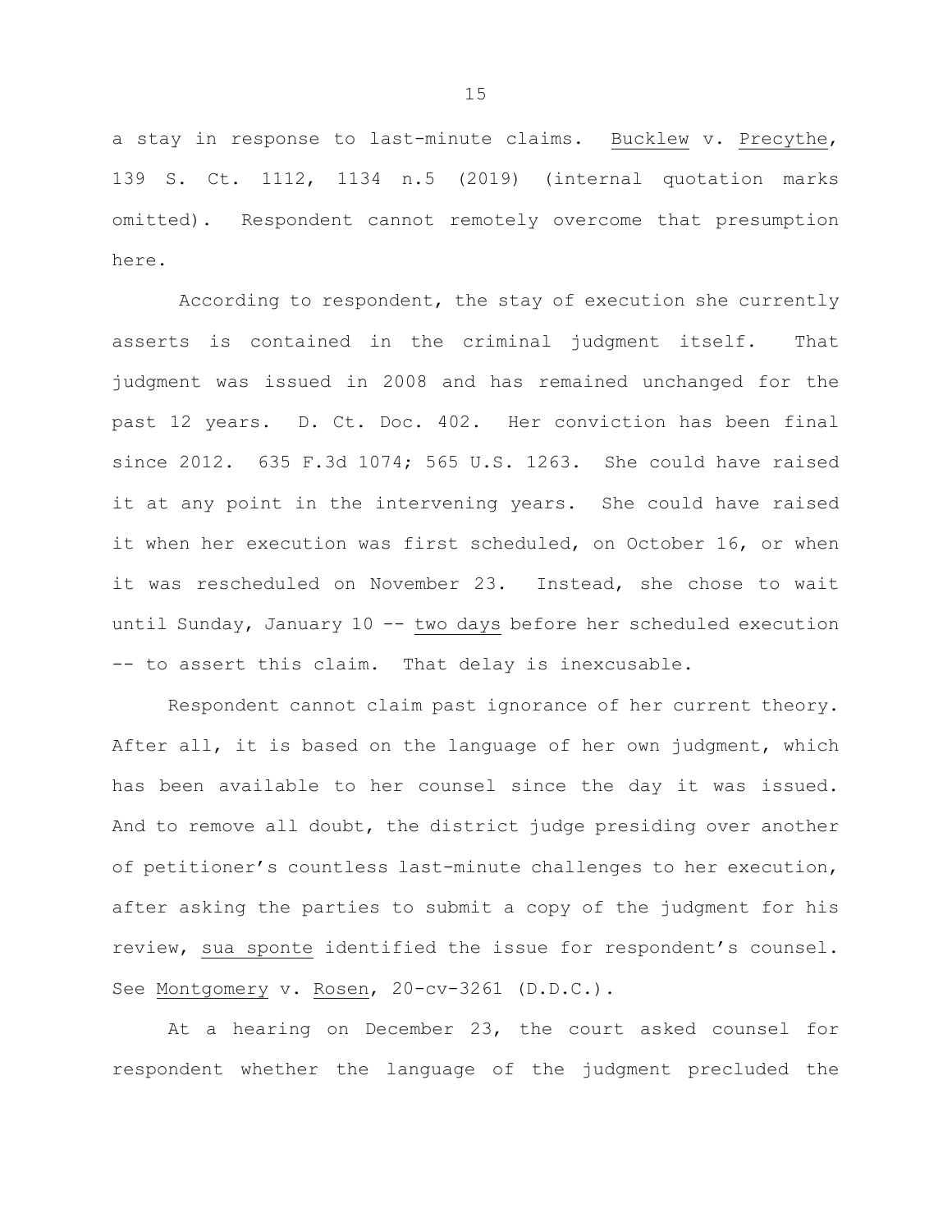a stay in response to last-minute claims. Bucklew v. Precythe, 139 S. Ct. 1112, 1134 n.5 (2019) (internal quotation marks omitted). Respondent cannot remotely overcome that presumption here.

According to respondent, the stay of execution she currently asserts is contained in the criminal judgment itself. That judgment was issued in 2008 and has remained unchanged for the past 12 years. D. Ct. Doc. 402. Her conviction has been final since 2012. 635 F.3d 1074; 565 U.S. 1263. She could have raised it at any point in the intervening years. She could have raised it when her execution was first scheduled, on October 16, or when it was rescheduled on November 23. Instead, she chose to wait until Sunday, January 10 -- two days before her scheduled execution -- to assert this claim. That delay is inexcusable.

Respondent cannot claim past ignorance of her current theory. After all, it is based on the language of her own judgment, which has been available to her counsel since the day it was issued. And to remove all doubt, the district judge presiding over another of petitioner's countless last-minute challenges to her execution, after asking the parties to submit a copy of the judgment for his review, sua sponte identified the issue for respondent's counsel. See Montgomery v. Rosen, 20-cv-3261 (D.D.C.).

At a hearing on December 23, the court asked counsel for respondent whether the language of the judgment precluded the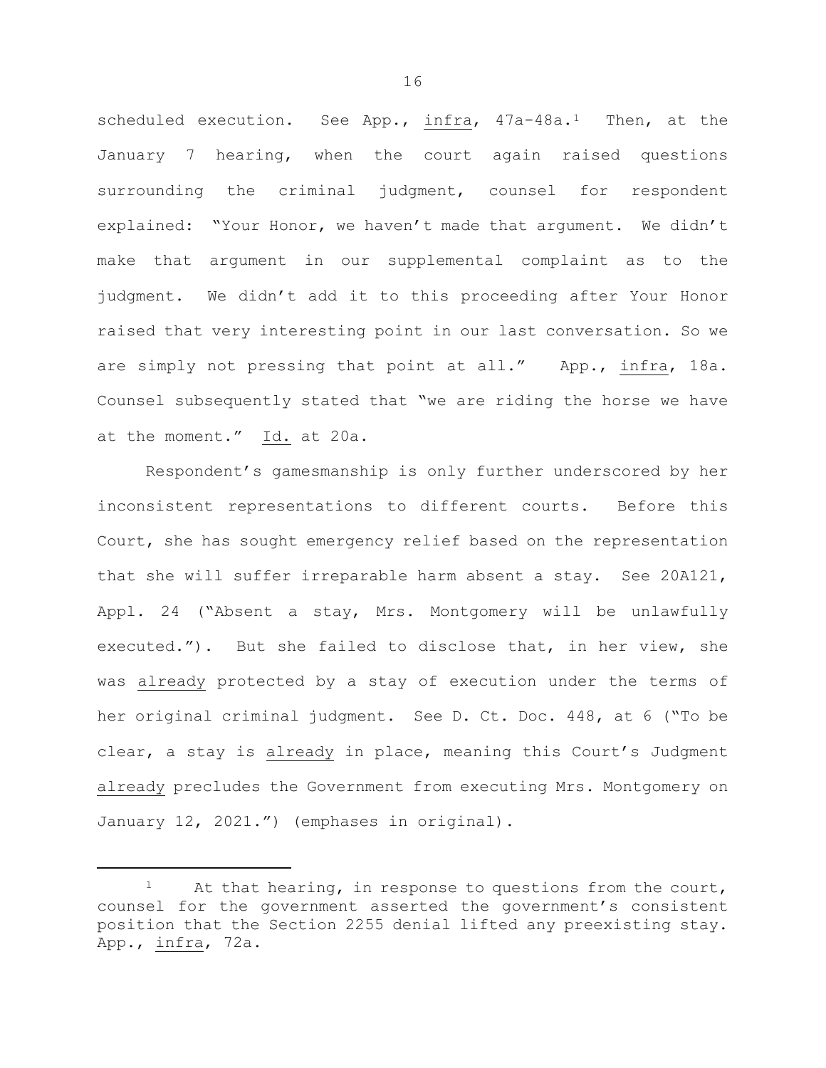scheduled execution. See App., infra, 47a-48a.[1] Then, at the January 7 hearing, when the court again raised questions surrounding the criminal judgment, counsel for respondent explained: "Your Honor, we haven't made that argument. We didn't make that argument in our supplemental complaint as to the judgment. We didn't add it to this proceeding after Your Honor raised that very interesting point in our last conversation. So we are simply not pressing that point at all." App., infra, 18a. Counsel subsequently stated that "we are riding the horse we have at the moment." Id. at 20a.

Respondent's gamesmanship is only further underscored by her inconsistent representations to different courts. Before this Court, she has sought emergency relief based on the representation that she will suffer irreparable harm absent a stay. See 20A121, Appl. 24 ("Absent a stay, Mrs. Montgomery will be unlawfully executed."). But she failed to disclose that, in her view, she was already protected by a stay of execution under the terms of her original criminal judgment. See D. Ct. Doc. 448, at 6 ("To be clear, a stay is already in place, meaning this Court's Judgment already precludes the Government from executing Mrs. Montgomery on January 12, 2021.") (emphases in original).

---

[1] At that hearing, in response to questions from the court, counsel for the government asserted the government's consistent position that the Section 2255 denial lifted any preexisting stay. App., infra, 72a.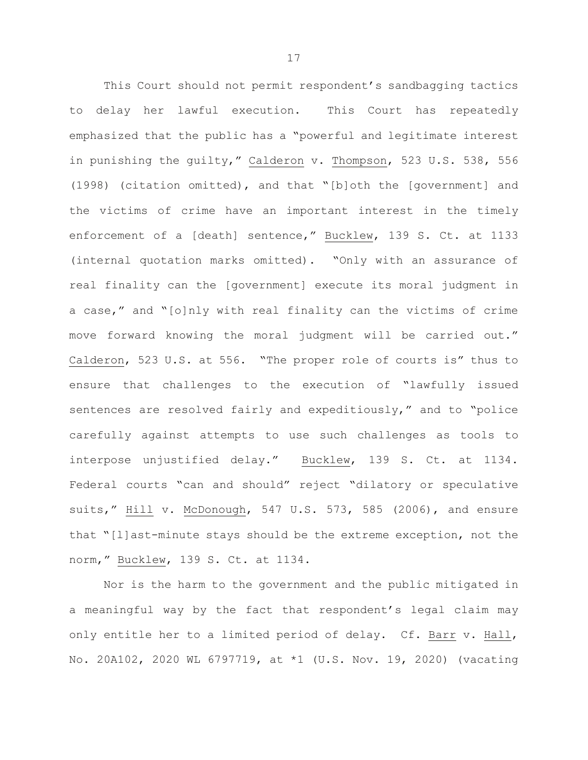This Court should not permit respondent's sandbagging tactics to delay her lawful execution. This Court has repeatedly emphasized that the public has a "powerful and legitimate interest in punishing the guilty," Calderon v. Thompson, 523 U.S. 538, 556 (1998) (citation omitted), and that "[b]oth the [government] and the victims of crime have an important interest in the timely enforcement of a [death] sentence," Bucklew, 139 S. Ct. at 1133 (internal quotation marks omitted). "Only with an assurance of real finality can the [government] execute its moral judgment in a case," and "[o]nly with real finality can the victims of crime move forward knowing the moral judgment will be carried out." Calderon, 523 U.S. at 556. "The proper role of courts is" thus to ensure that challenges to the execution of "lawfully issued sentences are resolved fairly and expeditiously," and to "police carefully against attempts to use such challenges as tools to interpose unjustified delay." Bucklew, 139 S. Ct. at 1134. Federal courts "can and should" reject "dilatory or speculative suits," Hill v. McDonough, 547 U.S. 573, 585 (2006), and ensure that "[l]ast-minute stays should be the extreme exception, not the norm," Bucklew, 139 S. Ct. at 1134.

Nor is the harm to the government and the public mitigated in a meaningful way by the fact that respondent's legal claim may only entitle her to a limited period of delay. Cf. Barr v. Hall, No. 20A102, 2020 WL 6797719, at *1 (U.S. Nov. 19, 2020) (vacating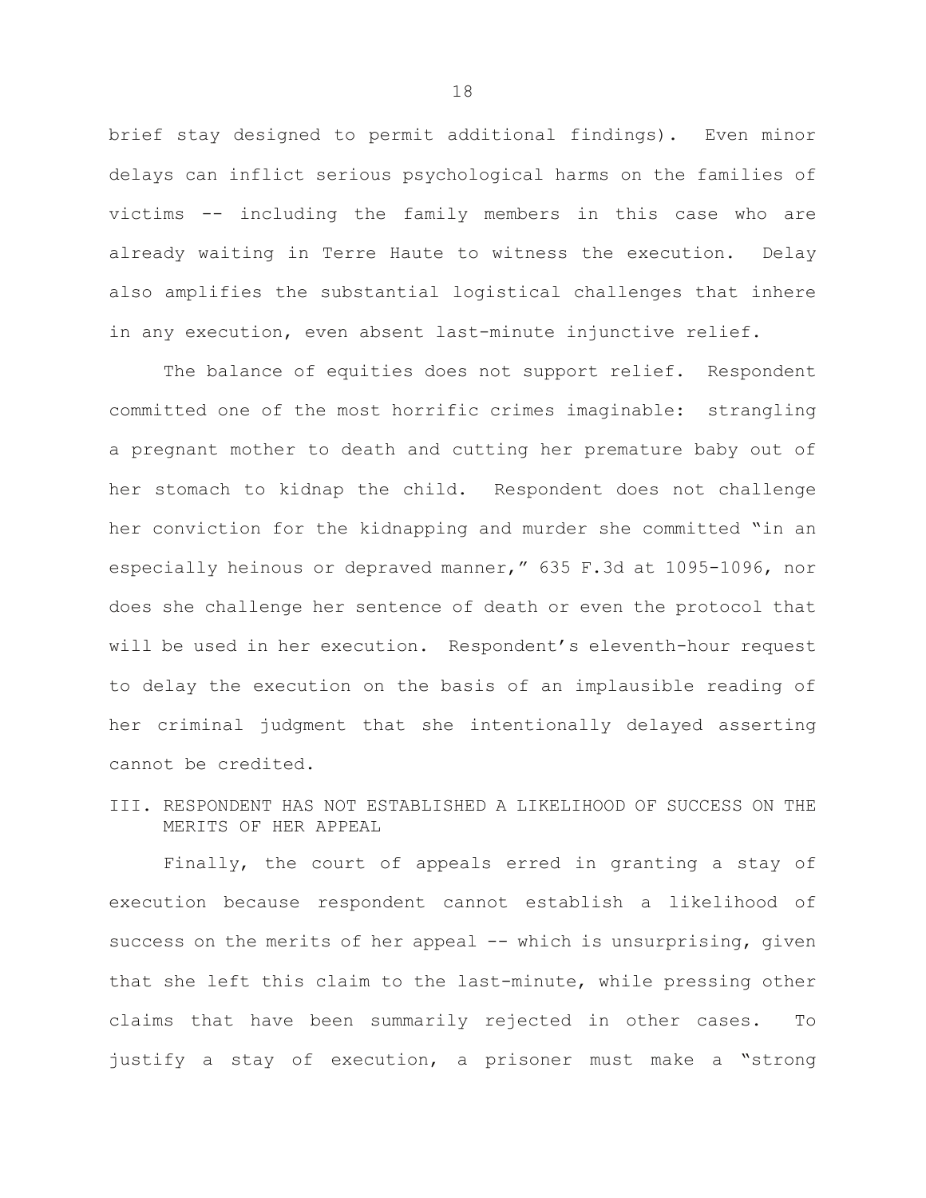brief stay designed to permit additional findings). Even minor delays can inflict serious psychological harms on the families of victims -- including the family members in this case who are already waiting in Terre Haute to witness the execution. Delay also amplifies the substantial logistical challenges that inhere in any execution, even absent last-minute injunctive relief.

The balance of equities does not support relief. Respondent committed one of the most horrific crimes imaginable: strangling a pregnant mother to death and cutting her premature baby out of her stomach to kidnap the child. Respondent does not challenge her conviction for the kidnapping and murder she committed "in an especially heinous or depraved manner," 635 F.3d at 1095-1096, nor does she challenge her sentence of death or even the protocol that will be used in her execution. Respondent's eleventh-hour request to delay the execution on the basis of an implausible reading of her criminal judgment that she intentionally delayed asserting cannot be credited.

## III. RESPONDENT HAS NOT ESTABLISHED A LIKELIHOOD OF SUCCESS ON THE MERITS OF HER APPEAL

Finally, the court of appeals erred in granting a stay of execution because respondent cannot establish a likelihood of success on the merits of her appeal -- which is unsurprising, given that she left this claim to the last-minute, while pressing other claims that have been summarily rejected in other cases. To justify a stay of execution, a prisoner must make a "strong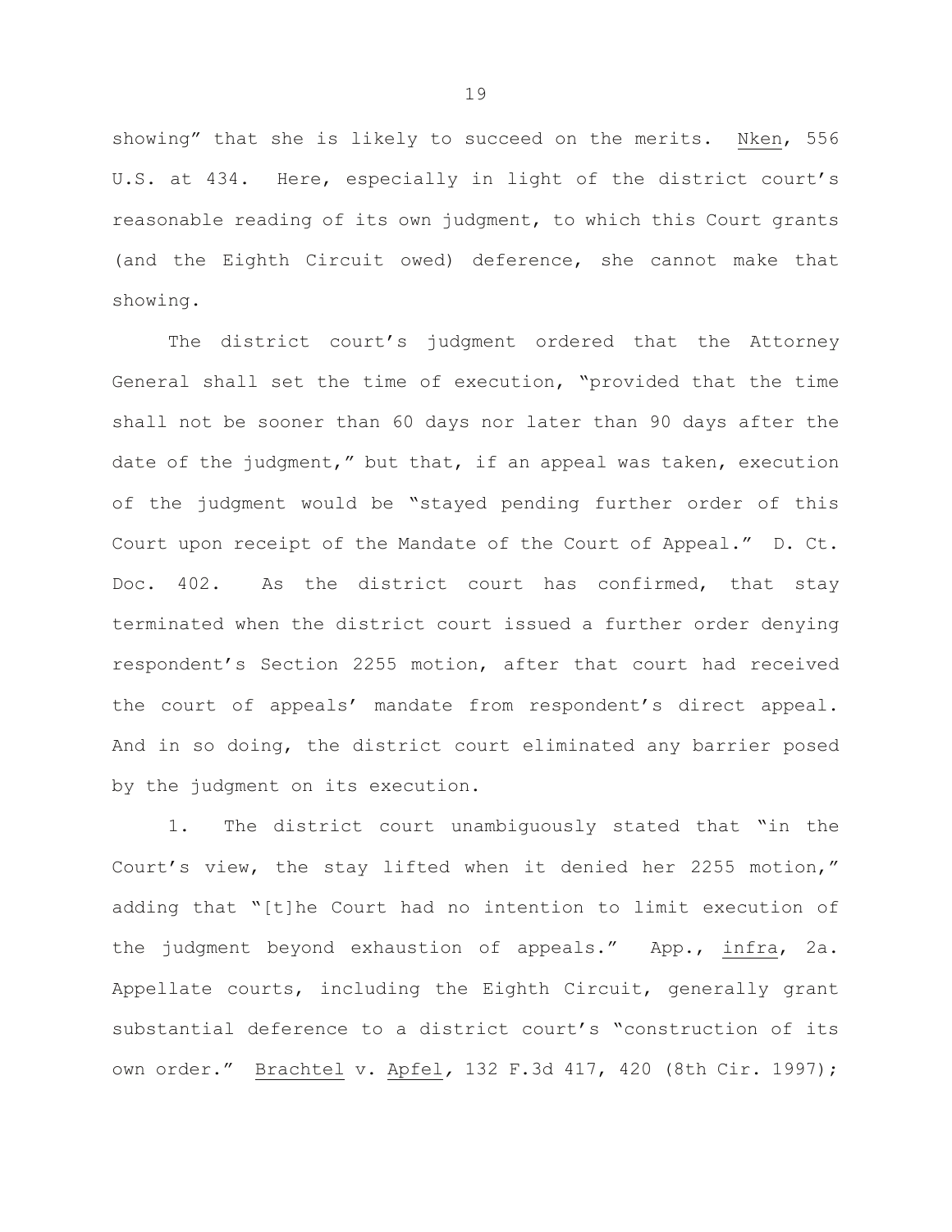showing" that she is likely to succeed on the merits. Nken, 556 U.S. at 434. Here, especially in light of the district court's reasonable reading of its own judgment, to which this Court grants (and the Eighth Circuit owed) deference, she cannot make that showing.

The district court's judgment ordered that the Attorney General shall set the time of execution, "provided that the time shall not be sooner than 60 days nor later than 90 days after the date of the judgment," but that, if an appeal was taken, execution of the judgment would be "stayed pending further order of this Court upon receipt of the Mandate of the Court of Appeal." D. Ct. Doc. 402. As the district court has confirmed, that stay terminated when the district court issued a further order denying respondent's Section 2255 motion, after that court had received the court of appeals' mandate from respondent's direct appeal. And in so doing, the district court eliminated any barrier posed by the judgment on its execution.

1. The district court unambiguously stated that "in the Court's view, the stay lifted when it denied her 2255 motion," adding that "[t]he Court had no intention to limit execution of the judgment beyond exhaustion of appeals." App., infra, 2a. Appellate courts, including the Eighth Circuit, generally grant substantial deference to a district court's "construction of its own order." Brachtel v. Apfel, 132 F.3d 417, 420 (8th Cir. 1997);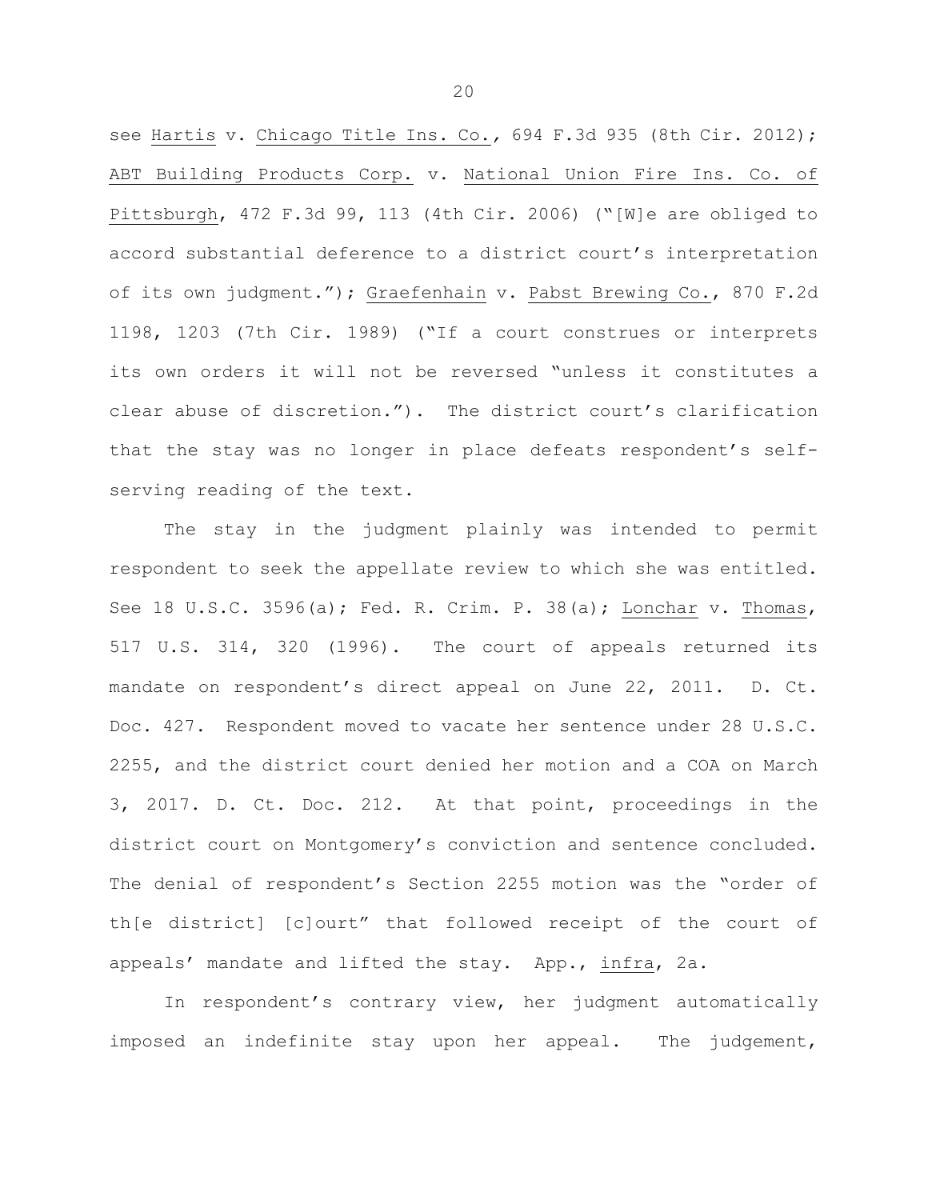see Hartis v. Chicago Title Ins. Co., 694 F.3d 935 (8th Cir. 2012); ABT Building Products Corp. v. National Union Fire Ins. Co. of Pittsburgh, 472 F.3d 99, 113 (4th Cir. 2006) ("[W]e are obliged to accord substantial deference to a district court's interpretation of its own judgment."); Graefenhain v. Pabst Brewing Co., 870 F.2d 1198, 1203 (7th Cir. 1989) ("If a court construes or interprets its own orders it will not be reversed "unless it constitutes a clear abuse of discretion."). The district court's clarification that the stay was no longer in place defeats respondent's self-serving reading of the text.

The stay in the judgment plainly was intended to permit respondent to seek the appellate review to which she was entitled. See 18 U.S.C. 3596(a); Fed. R. Crim. P. 38(a); Lonchar v. Thomas, 517 U.S. 314, 320 (1996). The court of appeals returned its mandate on respondent's direct appeal on June 22, 2011. D. Ct. Doc. 427. Respondent moved to vacate her sentence under 28 U.S.C. 2255, and the district court denied her motion and a COA on March 3, 2017. D. Ct. Doc. 212. At that point, proceedings in the district court on Montgomery's conviction and sentence concluded. The denial of respondent's Section 2255 motion was the "order of th[e district] [c]ourt" that followed receipt of the court of appeals' mandate and lifted the stay. App., infra, 2a.

In respondent's contrary view, her judgment automatically imposed an indefinite stay upon her appeal. The judgement,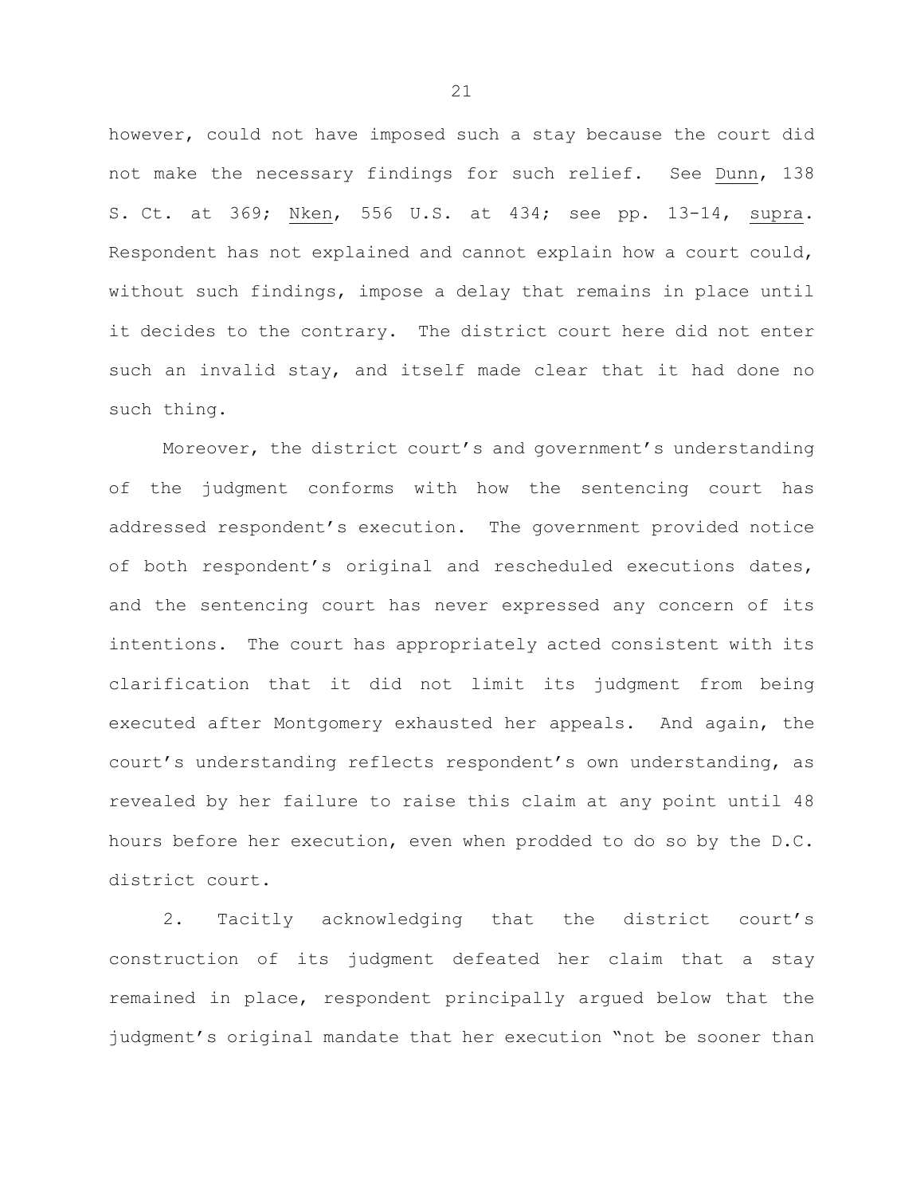however, could not have imposed such a stay because the court did not make the necessary findings for such relief. See Dunn, 138 S. Ct. at 369; Nken, 556 U.S. at 434; see pp. 13-14, supra. Respondent has not explained and cannot explain how a court could, without such findings, impose a delay that remains in place until it decides to the contrary. The district court here did not enter such an invalid stay, and itself made clear that it had done no such thing.

Moreover, the district court's and government's understanding of the judgment conforms with how the sentencing court has addressed respondent's execution. The government provided notice of both respondent's original and rescheduled executions dates, and the sentencing court has never expressed any concern of its intentions. The court has appropriately acted consistent with its clarification that it did not limit its judgment from being executed after Montgomery exhausted her appeals. And again, the court's understanding reflects respondent's own understanding, as revealed by her failure to raise this claim at any point until 48 hours before her execution, even when prodded to do so by the D.C. district court.

2. Tacitly acknowledging that the district court's construction of its judgment defeated her claim that a stay remained in place, respondent principally argued below that the judgment's original mandate that her execution "not be sooner than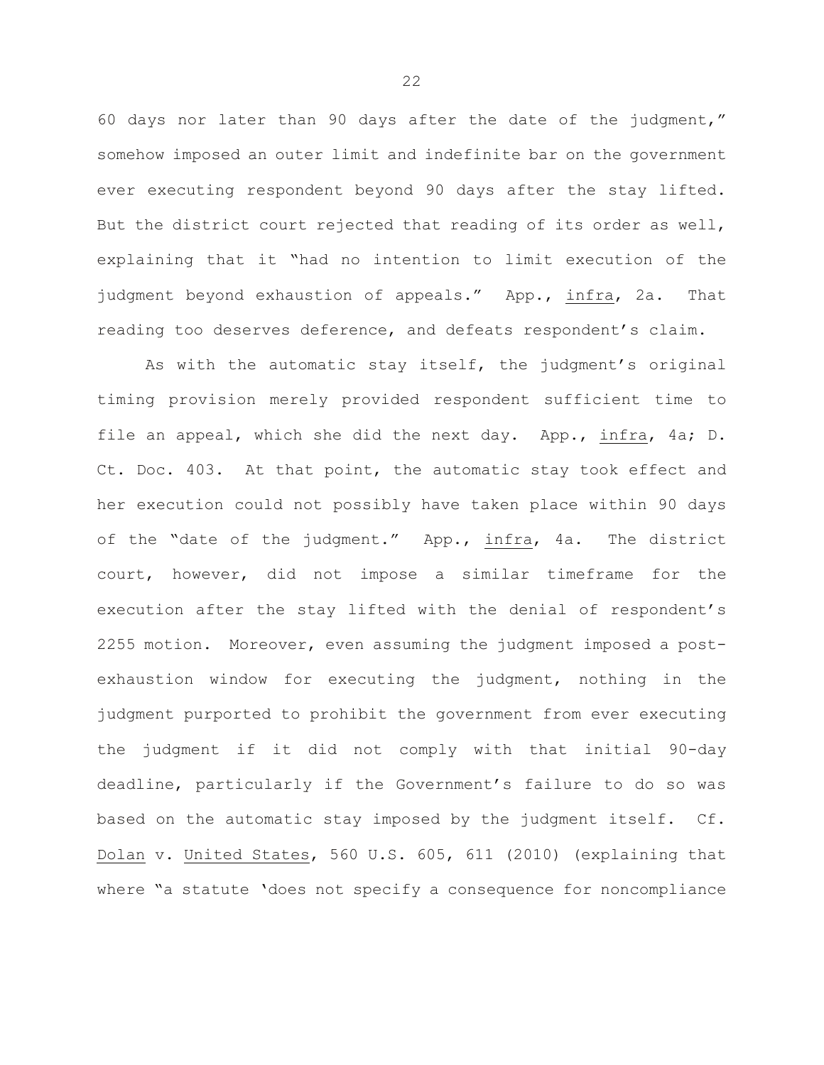60 days nor later than 90 days after the date of the judgment," somehow imposed an outer limit and indefinite bar on the government ever executing respondent beyond 90 days after the stay lifted. But the district court rejected that reading of its order as well, explaining that it "had no intention to limit execution of the judgment beyond exhaustion of appeals." App., infra, 2a. That reading too deserves deference, and defeats respondent's claim.

As with the automatic stay itself, the judgment's original timing provision merely provided respondent sufficient time to file an appeal, which she did the next day. App., infra, 4a; D. Ct. Doc. 403. At that point, the automatic stay took effect and her execution could not possibly have taken place within 90 days of the "date of the judgment." App., infra, 4a. The district court, however, did not impose a similar timeframe for the execution after the stay lifted with the denial of respondent's 2255 motion. Moreover, even assuming the judgment imposed a post-exhaustion window for executing the judgment, nothing in the judgment purported to prohibit the government from ever executing the judgment if it did not comply with that initial 90-day deadline, particularly if the Government's failure to do so was based on the automatic stay imposed by the judgment itself. Cf. Dolan v. United States, 560 U.S. 605, 611 (2010) (explaining that where "a statute 'does not specify a consequence for noncompliance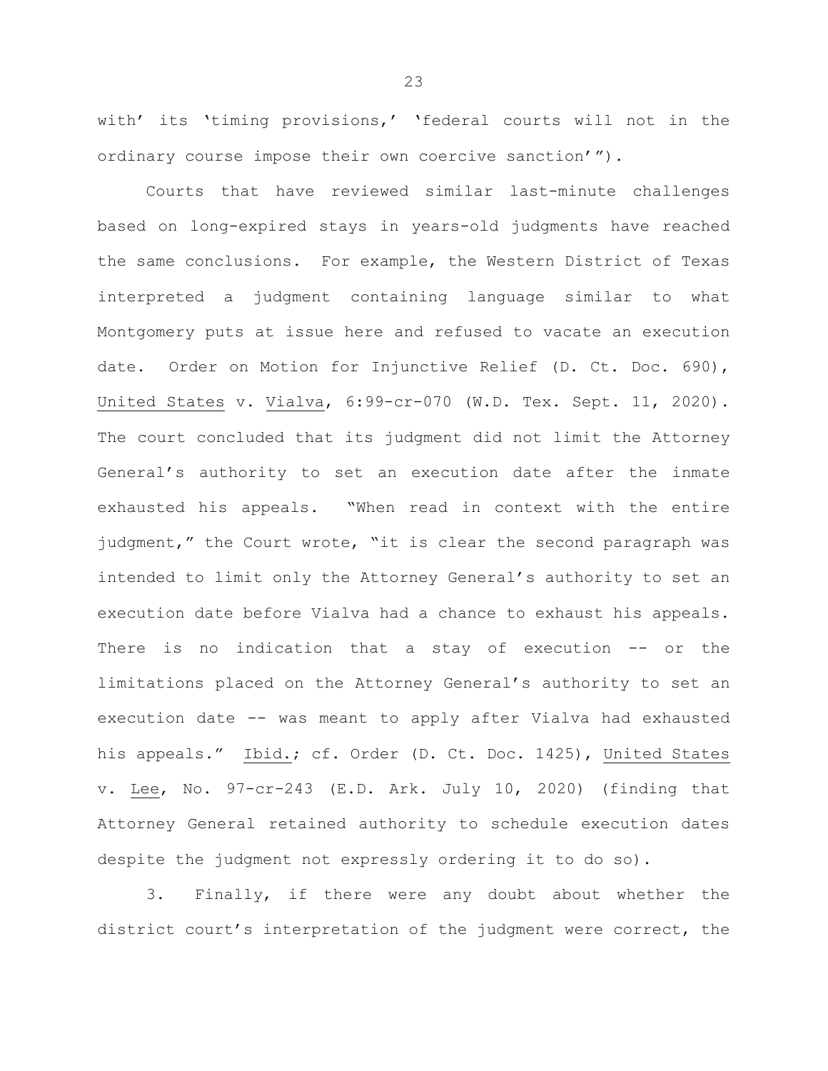with' its 'timing provisions,' 'federal courts will not in the ordinary course impose their own coercive sanction'").

Courts that have reviewed similar last-minute challenges based on long-expired stays in years-old judgments have reached the same conclusions. For example, the Western District of Texas interpreted a judgment containing language similar to what Montgomery puts at issue here and refused to vacate an execution date. Order on Motion for Injunctive Relief (D. Ct. Doc. 690), United States v. Vialva, 6:99-cr-070 (W.D. Tex. Sept. 11, 2020). The court concluded that its judgment did not limit the Attorney General's authority to set an execution date after the inmate exhausted his appeals. "When read in context with the entire judgment," the Court wrote, "it is clear the second paragraph was intended to limit only the Attorney General's authority to set an execution date before Vialva had a chance to exhaust his appeals. There is no indication that a stay of execution -- or the limitations placed on the Attorney General's authority to set an execution date -- was meant to apply after Vialva had exhausted his appeals." Ibid.; cf. Order (D. Ct. Doc. 1425), United States v. Lee, No. 97-cr-243 (E.D. Ark. July 10, 2020) (finding that Attorney General retained authority to schedule execution dates despite the judgment not expressly ordering it to do so).

3. Finally, if there were any doubt about whether the district court's interpretation of the judgment were correct, the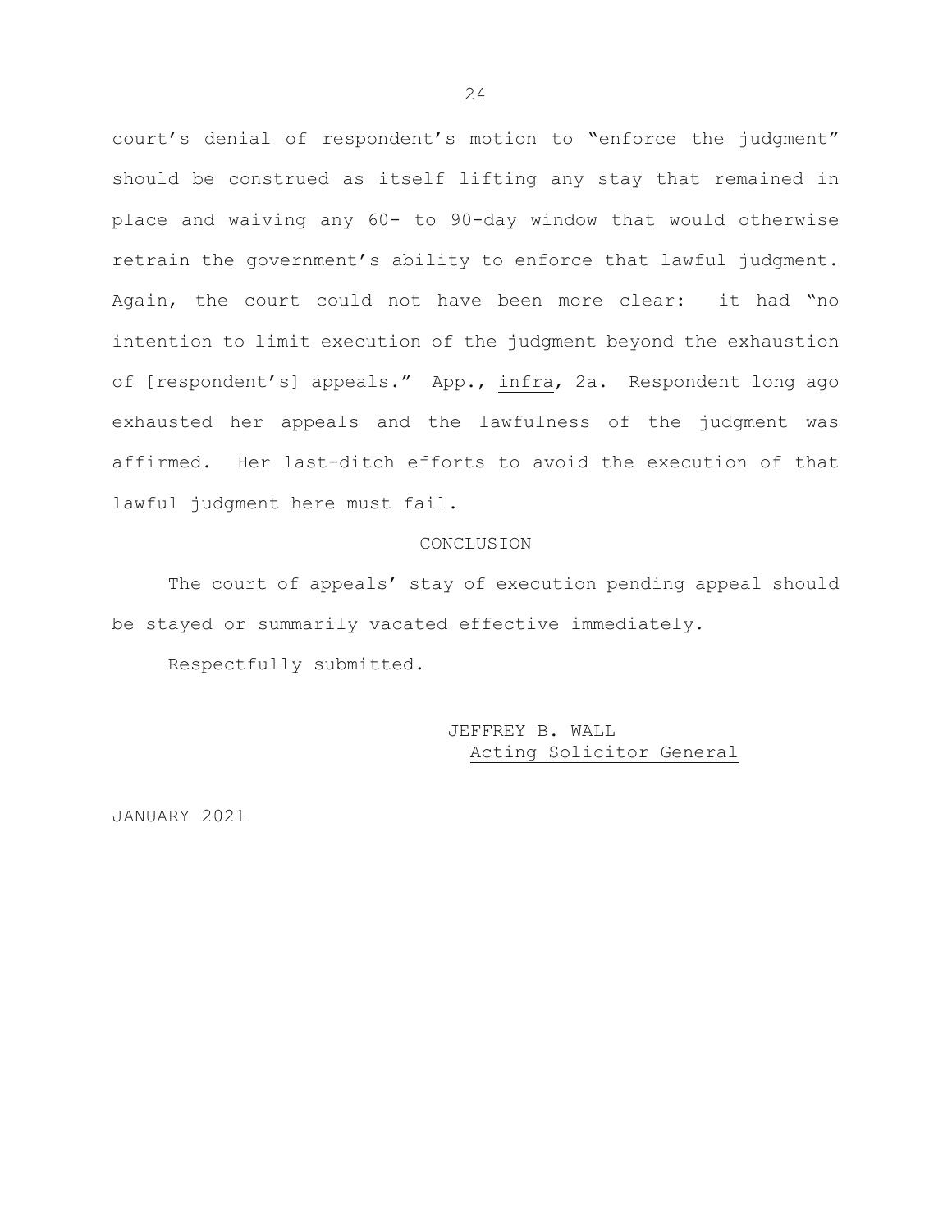court's denial of respondent's motion to "enforce the judgment" should be construed as itself lifting any stay that remained in place and waiving any 60- to 90-day window that would otherwise retrain the government's ability to enforce that lawful judgment. Again, the court could not have been more clear: it had "no intention to limit execution of the judgment beyond the exhaustion of [respondent's] appeals." App., infra, 2a. Respondent long ago exhausted her appeals and the lawfulness of the judgment was affirmed. Her last-ditch efforts to avoid the execution of that lawful judgment here must fail.

## CONCLUSION

The court of appeals' stay of execution pending appeal should be stayed or summarily vacated effective immediately.

Respectfully submitted.

JEFFREY B. WALL
Acting Solicitor General

JANUARY 2021